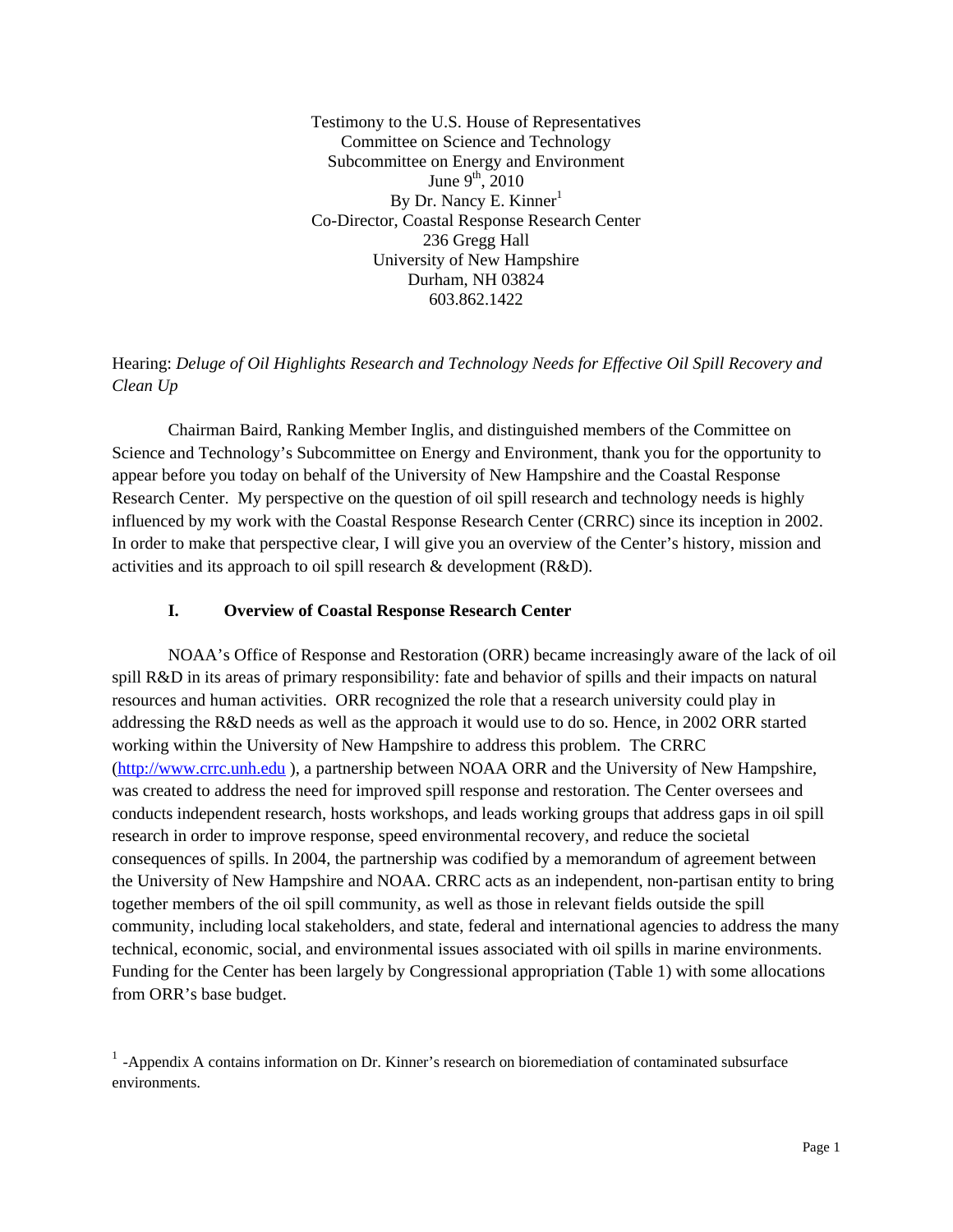Testimony to the U.S. House of Representatives
Committee on Science and Technology
Subcommittee on Energy and Environment
June 9th, 2010
By Dr. Nancy E. Kinner[1]
Co-Director, Coastal Response Research Center
236 Gregg Hall
University of New Hampshire
Durham, NH 03824
603.862.1422

Hearing: *Deluge of Oil Highlights Research and Technology Needs for Effective Oil Spill Recovery and Clean Up*

Chairman Baird, Ranking Member Inglis, and distinguished members of the Committee on Science and Technology's Subcommittee on Energy and Environment, thank you for the opportunity to appear before you today on behalf of the University of New Hampshire and the Coastal Response Research Center. My perspective on the question of oil spill research and technology needs is highly influenced by my work with the Coastal Response Research Center (CRRC) since its inception in 2002. In order to make that perspective clear, I will give you an overview of the Center's history, mission and activities and its approach to oil spill research & development (R&D).

## I. Overview of Coastal Response Research Center

NOAA's Office of Response and Restoration (ORR) became increasingly aware of the lack of oil spill R&D in its areas of primary responsibility: fate and behavior of spills and their impacts on natural resources and human activities. ORR recognized the role that a research university could play in addressing the R&D needs as well as the approach it would use to do so. Hence, in 2002 ORR started working within the University of New Hampshire to address this problem. The CRRC (http://www.crrc.unh.edu ), a partnership between NOAA ORR and the University of New Hampshire, was created to address the need for improved spill response and restoration. The Center oversees and conducts independent research, hosts workshops, and leads working groups that address gaps in oil spill research in order to improve response, speed environmental recovery, and reduce the societal consequences of spills. In 2004, the partnership was codified by a memorandum of agreement between the University of New Hampshire and NOAA. CRRC acts as an independent, non-partisan entity to bring together members of the oil spill community, as well as those in relevant fields outside the spill community, including local stakeholders, and state, federal and international agencies to address the many technical, economic, social, and environmental issues associated with oil spills in marine environments. Funding for the Center has been largely by Congressional appropriation (Table 1) with some allocations from ORR's base budget.

[1] -Appendix A contains information on Dr. Kinner's research on bioremediation of contaminated subsurface environments.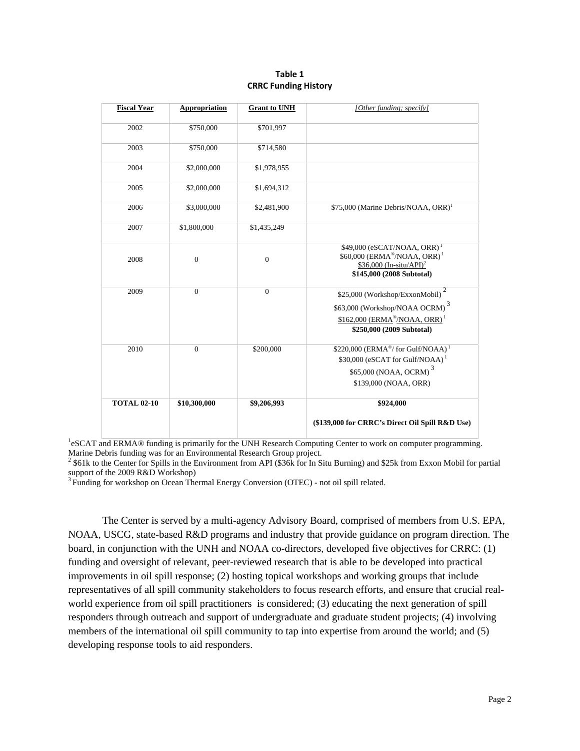**Table 1**
**CRRC Funding History**

| Fiscal Year | Appropriation | Grant to UNH | *[Other funding; specify]* |
|---|---|---|---|
| 2002 | $750,000 | $701,997 | |
| 2003 | $750,000 | $714,580 | |
| 2004 | $2,000,000 | $1,978,955 | |
| 2005 | $2,000,000 | $1,694,312 | |
| 2006 | $3,000,000 | $2,481,900 | $75,000 (Marine Debris/NOAA, ORR)[1] |
| 2007 | $1,800,000 | $1,435,249 | |
| 2008 | 0 | 0 | $49,000 (eSCAT/NOAA, ORR)[1] $60,000 (ERMA®/NOAA, ORR)[1] $36,000 (In-situ/API)[2] **$145,000 (2008 Subtotal)** |
| 2009 | 0 | 0 | $25,000 (Workshop/ExxonMobil)[2] $63,000 (Workshop/NOAA OCRM)[3] $162,000 (ERMA®/NOAA, ORR)[1] **$250,000 (2009 Subtotal)** |
| 2010 | 0 | $200,000 | $220,000 (ERMA®/ for Gulf/NOAA)[1] $30,000 (eSCAT for Gulf/NOAA)[1] $65,000 (NOAA, OCRM)[3] $139,000 (NOAA, ORR) |
| **TOTAL 02-10** | **$10,300,000** | **$9,206,993** | **$924,000** **($139,000 for CRRC's Direct Oil Spill R&D Use)** |

[1]eSCAT and ERMA® funding is primarily for the UNH Research Computing Center to work on computer programming. Marine Debris funding was for an Environmental Research Group project.
[2] $61k to the Center for Spills in the Environment from API ($36k for In Situ Burning) and $25k from Exxon Mobil for partial support of the 2009 R&D Workshop)
[3] Funding for workshop on Ocean Thermal Energy Conversion (OTEC) - not oil spill related.

The Center is served by a multi-agency Advisory Board, comprised of members from U.S. EPA, NOAA, USCG, state-based R&D programs and industry that provide guidance on program direction. The board, in conjunction with the UNH and NOAA co-directors, developed five objectives for CRRC: (1) funding and oversight of relevant, peer-reviewed research that is able to be developed into practical improvements in oil spill response; (2) hosting topical workshops and working groups that include representatives of all spill community stakeholders to focus research efforts, and ensure that crucial real-world experience from oil spill practitioners is considered; (3) educating the next generation of spill responders through outreach and support of undergraduate and graduate student projects; (4) involving members of the international oil spill community to tap into expertise from around the world; and (5) developing response tools to aid responders.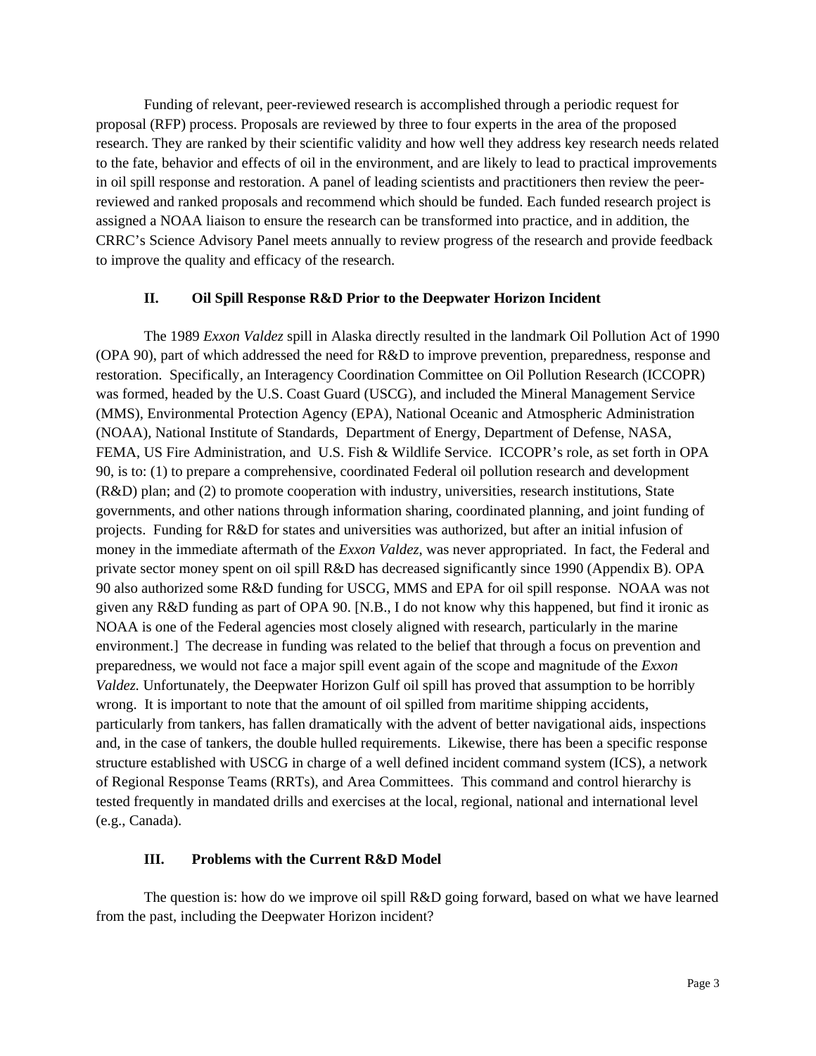Funding of relevant, peer-reviewed research is accomplished through a periodic request for proposal (RFP) process. Proposals are reviewed by three to four experts in the area of the proposed research. They are ranked by their scientific validity and how well they address key research needs related to the fate, behavior and effects of oil in the environment, and are likely to lead to practical improvements in oil spill response and restoration. A panel of leading scientists and practitioners then review the peer-reviewed and ranked proposals and recommend which should be funded. Each funded research project is assigned a NOAA liaison to ensure the research can be transformed into practice, and in addition, the CRRC's Science Advisory Panel meets annually to review progress of the research and provide feedback to improve the quality and efficacy of the research.

## II. Oil Spill Response R&D Prior to the Deepwater Horizon Incident

The 1989 *Exxon Valdez* spill in Alaska directly resulted in the landmark Oil Pollution Act of 1990 (OPA 90), part of which addressed the need for R&D to improve prevention, preparedness, response and restoration. Specifically, an Interagency Coordination Committee on Oil Pollution Research (ICCOPR) was formed, headed by the U.S. Coast Guard (USCG), and included the Mineral Management Service (MMS), Environmental Protection Agency (EPA), National Oceanic and Atmospheric Administration (NOAA), National Institute of Standards, Department of Energy, Department of Defense, NASA, FEMA, US Fire Administration, and U.S. Fish & Wildlife Service. ICCOPR's role, as set forth in OPA 90, is to: (1) to prepare a comprehensive, coordinated Federal oil pollution research and development (R&D) plan; and (2) to promote cooperation with industry, universities, research institutions, State governments, and other nations through information sharing, coordinated planning, and joint funding of projects. Funding for R&D for states and universities was authorized, but after an initial infusion of money in the immediate aftermath of the *Exxon Valdez*, was never appropriated. In fact, the Federal and private sector money spent on oil spill R&D has decreased significantly since 1990 (Appendix B). OPA 90 also authorized some R&D funding for USCG, MMS and EPA for oil spill response. NOAA was not given any R&D funding as part of OPA 90. [N.B., I do not know why this happened, but find it ironic as NOAA is one of the Federal agencies most closely aligned with research, particularly in the marine environment.] The decrease in funding was related to the belief that through a focus on prevention and preparedness, we would not face a major spill event again of the scope and magnitude of the *Exxon Valdez.* Unfortunately, the Deepwater Horizon Gulf oil spill has proved that assumption to be horribly wrong. It is important to note that the amount of oil spilled from maritime shipping accidents, particularly from tankers, has fallen dramatically with the advent of better navigational aids, inspections and, in the case of tankers, the double hulled requirements. Likewise, there has been a specific response structure established with USCG in charge of a well defined incident command system (ICS), a network of Regional Response Teams (RRTs), and Area Committees. This command and control hierarchy is tested frequently in mandated drills and exercises at the local, regional, national and international level (e.g., Canada).

## III. Problems with the Current R&D Model

The question is: how do we improve oil spill R&D going forward, based on what we have learned from the past, including the Deepwater Horizon incident?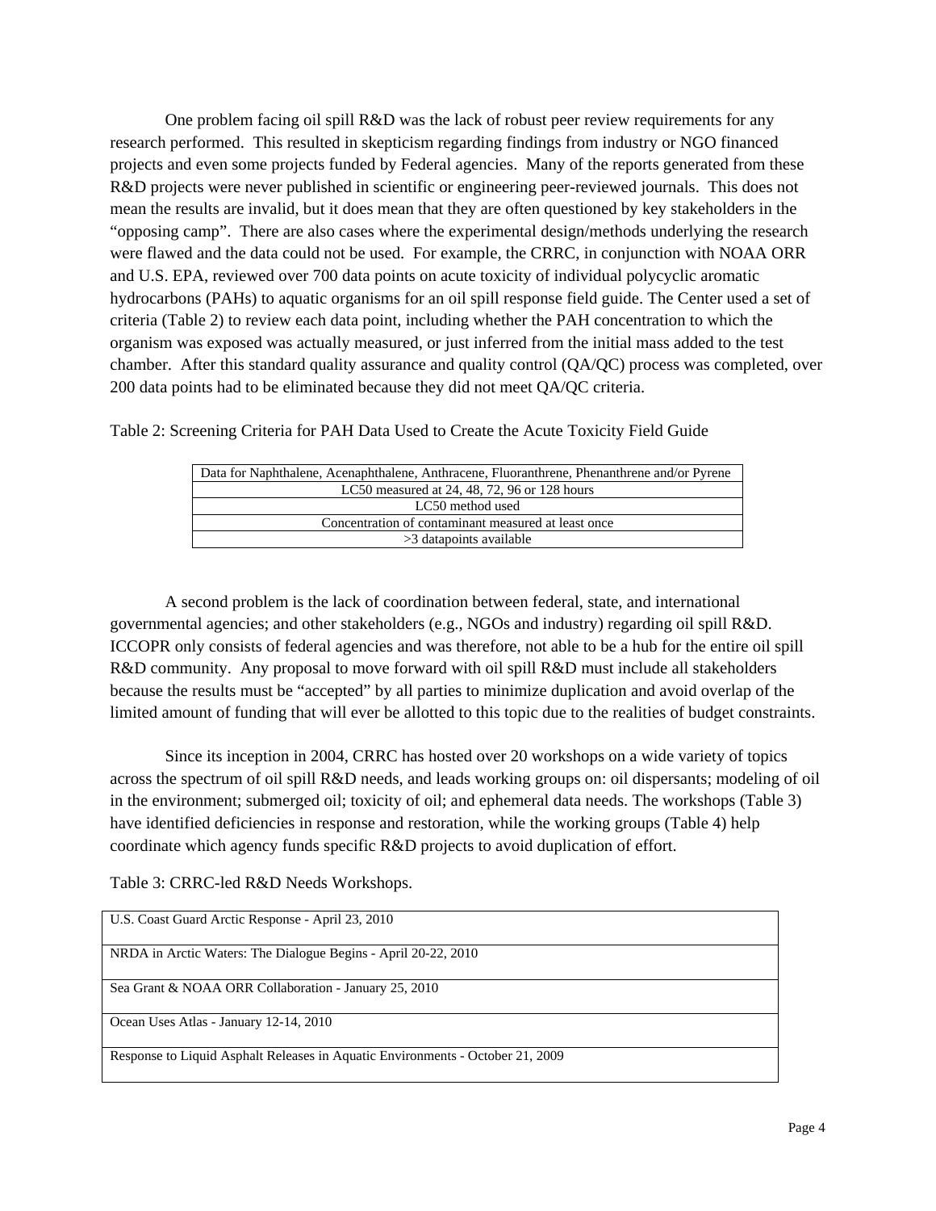One problem facing oil spill R&D was the lack of robust peer review requirements for any research performed. This resulted in skepticism regarding findings from industry or NGO financed projects and even some projects funded by Federal agencies. Many of the reports generated from these R&D projects were never published in scientific or engineering peer-reviewed journals. This does not mean the results are invalid, but it does mean that they are often questioned by key stakeholders in the "opposing camp". There are also cases where the experimental design/methods underlying the research were flawed and the data could not be used. For example, the CRRC, in conjunction with NOAA ORR and U.S. EPA, reviewed over 700 data points on acute toxicity of individual polycyclic aromatic hydrocarbons (PAHs) to aquatic organisms for an oil spill response field guide. The Center used a set of criteria (Table 2) to review each data point, including whether the PAH concentration to which the organism was exposed was actually measured, or just inferred from the initial mass added to the test chamber. After this standard quality assurance and quality control (QA/QC) process was completed, over 200 data points had to be eliminated because they did not meet QA/QC criteria.

Table 2: Screening Criteria for PAH Data Used to Create the Acute Toxicity Field Guide

| Data for Naphthalene, Acenaphthalene, Anthracene, Fluoranthrene, Phenanthrene and/or Pyrene |
| --- |
| LC50 measured at 24, 48, 72, 96 or 128 hours |
| LC50 method used |
| Concentration of contaminant measured at least once |
| >3 datapoints available |

A second problem is the lack of coordination between federal, state, and international governmental agencies; and other stakeholders (e.g., NGOs and industry) regarding oil spill R&D. ICCOPR only consists of federal agencies and was therefore, not able to be a hub for the entire oil spill R&D community. Any proposal to move forward with oil spill R&D must include all stakeholders because the results must be "accepted" by all parties to minimize duplication and avoid overlap of the limited amount of funding that will ever be allotted to this topic due to the realities of budget constraints.

Since its inception in 2004, CRRC has hosted over 20 workshops on a wide variety of topics across the spectrum of oil spill R&D needs, and leads working groups on: oil dispersants; modeling of oil in the environment; submerged oil; toxicity of oil; and ephemeral data needs. The workshops (Table 3) have identified deficiencies in response and restoration, while the working groups (Table 4) help coordinate which agency funds specific R&D projects to avoid duplication of effort.

Table 3: CRRC-led R&D Needs Workshops.

| U.S. Coast Guard Arctic Response - April 23, 2010 |
| --- |
| NRDA in Arctic Waters: The Dialogue Begins - April 20-22, 2010 |
| Sea Grant & NOAA ORR Collaboration - January 25, 2010 |
| Ocean Uses Atlas - January 12-14, 2010 |
| Response to Liquid Asphalt Releases in Aquatic Environments - October 21, 2009 |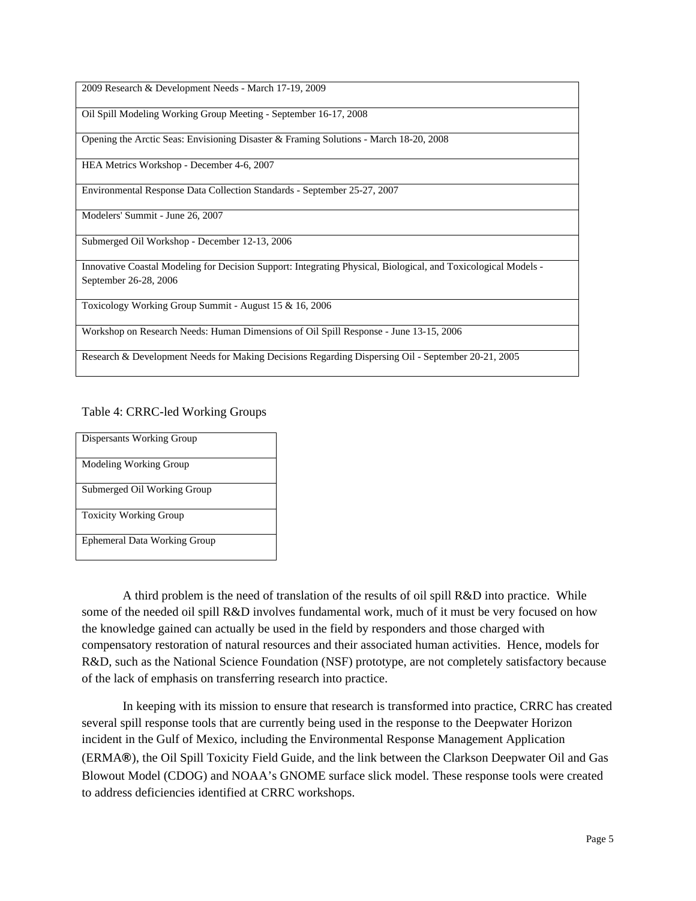| |
|---|
| 2009 Research & Development Needs - March 17-19, 2009 |
| Oil Spill Modeling Working Group Meeting - September 16-17, 2008 |
| Opening the Arctic Seas: Envisioning Disaster & Framing Solutions - March 18-20, 2008 |
| HEA Metrics Workshop - December 4-6, 2007 |
| Environmental Response Data Collection Standards - September 25-27, 2007 |
| Modelers' Summit - June 26, 2007 |
| Submerged Oil Workshop - December 12-13, 2006 |
| Innovative Coastal Modeling for Decision Support: Integrating Physical, Biological, and Toxicological Models - September 26-28, 2006 |
| Toxicology Working Group Summit - August 15 & 16, 2006 |
| Workshop on Research Needs: Human Dimensions of Oil Spill Response - June 13-15, 2006 |
| Research & Development Needs for Making Decisions Regarding Dispersing Oil - September 20-21, 2005 |

Table 4: CRRC-led Working Groups

| |
|---|
| Dispersants Working Group |
| Modeling Working Group |
| Submerged Oil Working Group |
| Toxicity Working Group |
| Ephemeral Data Working Group |

A third problem is the need of translation of the results of oil spill R&D into practice. While some of the needed oil spill R&D involves fundamental work, much of it must be very focused on how the knowledge gained can actually be used in the field by responders and those charged with compensatory restoration of natural resources and their associated human activities. Hence, models for R&D, such as the National Science Foundation (NSF) prototype, are not completely satisfactory because of the lack of emphasis on transferring research into practice.

In keeping with its mission to ensure that research is transformed into practice, CRRC has created several spill response tools that are currently being used in the response to the Deepwater Horizon incident in the Gulf of Mexico, including the Environmental Response Management Application (ERMA®), the Oil Spill Toxicity Field Guide, and the link between the Clarkson Deepwater Oil and Gas Blowout Model (CDOG) and NOAA's GNOME surface slick model. These response tools were created to address deficiencies identified at CRRC workshops.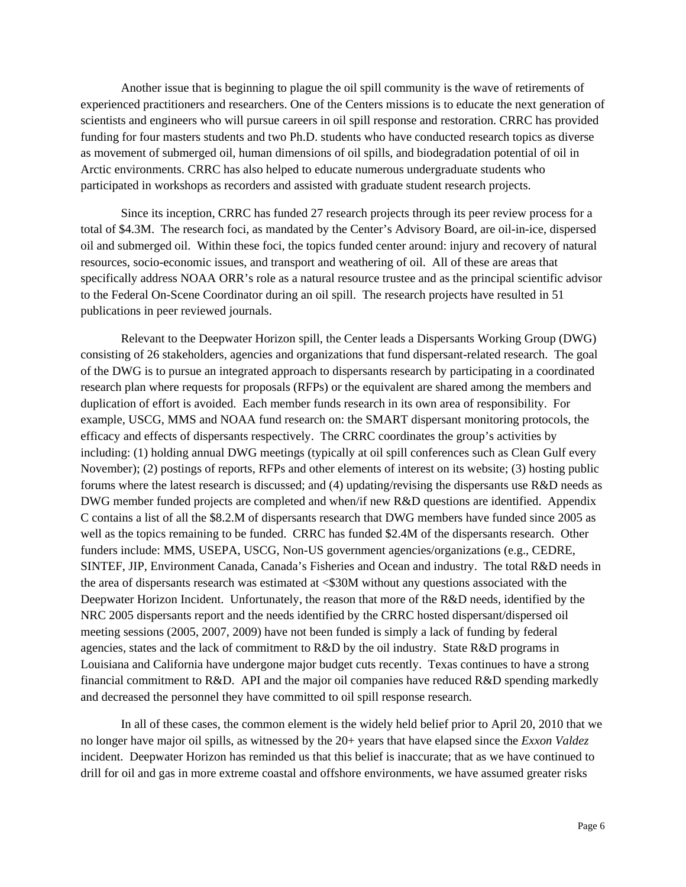Another issue that is beginning to plague the oil spill community is the wave of retirements of experienced practitioners and researchers. One of the Centers missions is to educate the next generation of scientists and engineers who will pursue careers in oil spill response and restoration. CRRC has provided funding for four masters students and two Ph.D. students who have conducted research topics as diverse as movement of submerged oil, human dimensions of oil spills, and biodegradation potential of oil in Arctic environments. CRRC has also helped to educate numerous undergraduate students who participated in workshops as recorders and assisted with graduate student research projects.

Since its inception, CRRC has funded 27 research projects through its peer review process for a total of $4.3M. The research foci, as mandated by the Center's Advisory Board, are oil-in-ice, dispersed oil and submerged oil. Within these foci, the topics funded center around: injury and recovery of natural resources, socio-economic issues, and transport and weathering of oil. All of these are areas that specifically address NOAA ORR's role as a natural resource trustee and as the principal scientific advisor to the Federal On-Scene Coordinator during an oil spill. The research projects have resulted in 51 publications in peer reviewed journals.

Relevant to the Deepwater Horizon spill, the Center leads a Dispersants Working Group (DWG) consisting of 26 stakeholders, agencies and organizations that fund dispersant-related research. The goal of the DWG is to pursue an integrated approach to dispersants research by participating in a coordinated research plan where requests for proposals (RFPs) or the equivalent are shared among the members and duplication of effort is avoided. Each member funds research in its own area of responsibility. For example, USCG, MMS and NOAA fund research on: the SMART dispersant monitoring protocols, the efficacy and effects of dispersants respectively. The CRRC coordinates the group's activities by including: (1) holding annual DWG meetings (typically at oil spill conferences such as Clean Gulf every November); (2) postings of reports, RFPs and other elements of interest on its website; (3) hosting public forums where the latest research is discussed; and (4) updating/revising the dispersants use R&D needs as DWG member funded projects are completed and when/if new R&D questions are identified. Appendix C contains a list of all the $8.2.M of dispersants research that DWG members have funded since 2005 as well as the topics remaining to be funded. CRRC has funded $2.4M of the dispersants research. Other funders include: MMS, USEPA, USCG, Non-US government agencies/organizations (e.g., CEDRE, SINTEF, JIP, Environment Canada, Canada's Fisheries and Ocean and industry. The total R&D needs in the area of dispersants research was estimated at <$30M without any questions associated with the Deepwater Horizon Incident. Unfortunately, the reason that more of the R&D needs, identified by the NRC 2005 dispersants report and the needs identified by the CRRC hosted dispersant/dispersed oil meeting sessions (2005, 2007, 2009) have not been funded is simply a lack of funding by federal agencies, states and the lack of commitment to R&D by the oil industry. State R&D programs in Louisiana and California have undergone major budget cuts recently. Texas continues to have a strong financial commitment to R&D. API and the major oil companies have reduced R&D spending markedly and decreased the personnel they have committed to oil spill response research.

In all of these cases, the common element is the widely held belief prior to April 20, 2010 that we no longer have major oil spills, as witnessed by the 20+ years that have elapsed since the *Exxon Valdez* incident. Deepwater Horizon has reminded us that this belief is inaccurate; that as we have continued to drill for oil and gas in more extreme coastal and offshore environments, we have assumed greater risks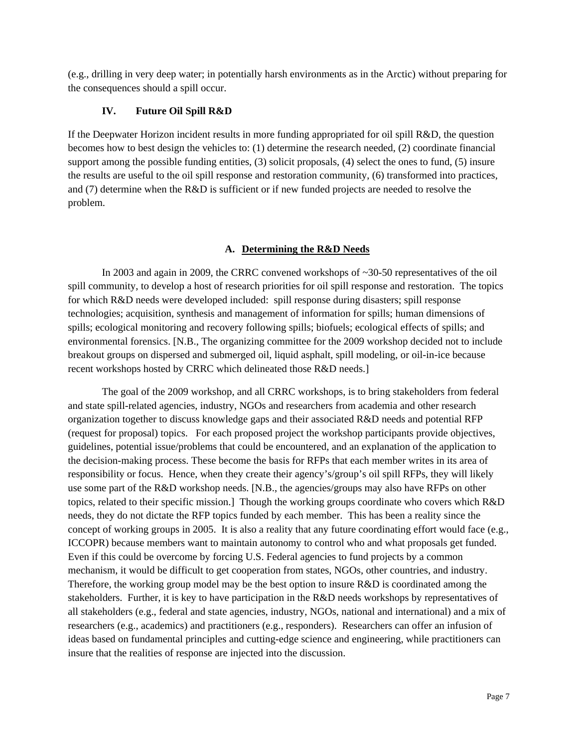(e.g., drilling in very deep water; in potentially harsh environments as in the Arctic) without preparing for the consequences should a spill occur.

## IV. Future Oil Spill R&D

If the Deepwater Horizon incident results in more funding appropriated for oil spill R&D, the question becomes how to best design the vehicles to: (1) determine the research needed, (2) coordinate financial support among the possible funding entities, (3) solicit proposals, (4) select the ones to fund, (5) insure the results are useful to the oil spill response and restoration community, (6) transformed into practices, and (7) determine when the R&D is sufficient or if new funded projects are needed to resolve the problem.

### A. Determining the R&D Needs

In 2003 and again in 2009, the CRRC convened workshops of ~30-50 representatives of the oil spill community, to develop a host of research priorities for oil spill response and restoration. The topics for which R&D needs were developed included: spill response during disasters; spill response technologies; acquisition, synthesis and management of information for spills; human dimensions of spills; ecological monitoring and recovery following spills; biofuels; ecological effects of spills; and environmental forensics. [N.B., The organizing committee for the 2009 workshop decided not to include breakout groups on dispersed and submerged oil, liquid asphalt, spill modeling, or oil-in-ice because recent workshops hosted by CRRC which delineated those R&D needs.]

The goal of the 2009 workshop, and all CRRC workshops, is to bring stakeholders from federal and state spill-related agencies, industry, NGOs and researchers from academia and other research organization together to discuss knowledge gaps and their associated R&D needs and potential RFP (request for proposal) topics. For each proposed project the workshop participants provide objectives, guidelines, potential issue/problems that could be encountered, and an explanation of the application to the decision-making process. These become the basis for RFPs that each member writes in its area of responsibility or focus. Hence, when they create their agency's/group's oil spill RFPs, they will likely use some part of the R&D workshop needs. [N.B., the agencies/groups may also have RFPs on other topics, related to their specific mission.] Though the working groups coordinate who covers which R&D needs, they do not dictate the RFP topics funded by each member. This has been a reality since the concept of working groups in 2005. It is also a reality that any future coordinating effort would face (e.g., ICCOPR) because members want to maintain autonomy to control who and what proposals get funded. Even if this could be overcome by forcing U.S. Federal agencies to fund projects by a common mechanism, it would be difficult to get cooperation from states, NGOs, other countries, and industry. Therefore, the working group model may be the best option to insure R&D is coordinated among the stakeholders. Further, it is key to have participation in the R&D needs workshops by representatives of all stakeholders (e.g., federal and state agencies, industry, NGOs, national and international) and a mix of researchers (e.g., academics) and practitioners (e.g., responders). Researchers can offer an infusion of ideas based on fundamental principles and cutting-edge science and engineering, while practitioners can insure that the realities of response are injected into the discussion.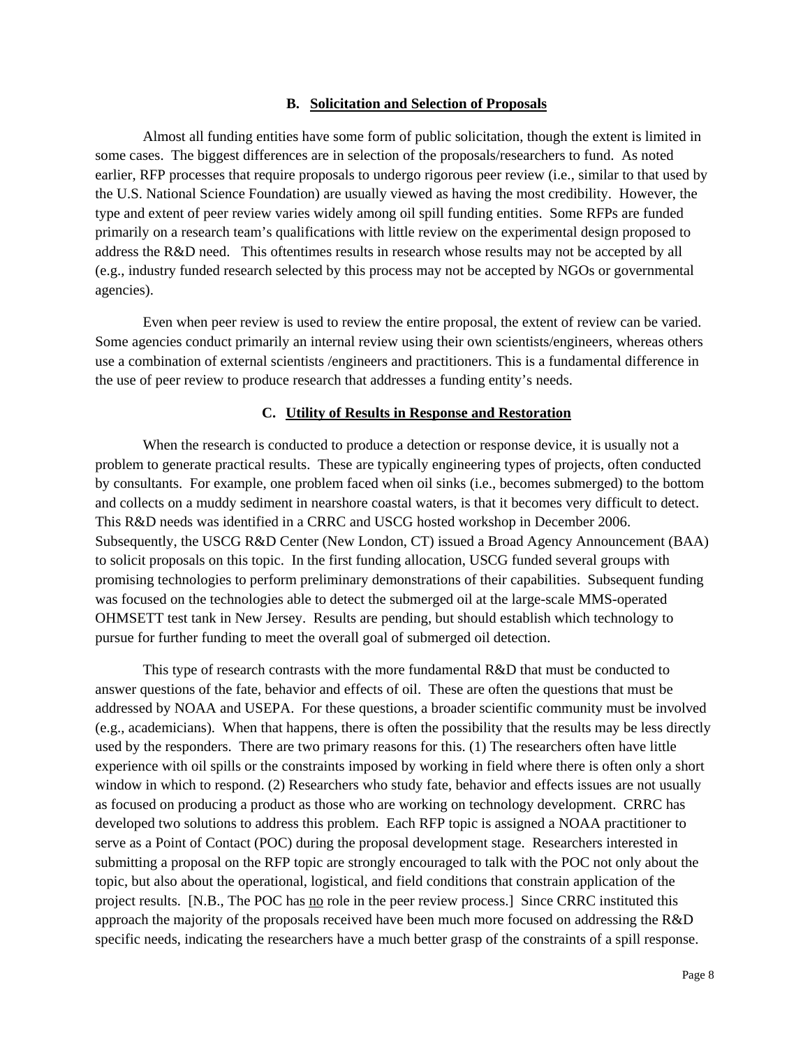### B. <u>Solicitation and Selection of Proposals</u>

Almost all funding entities have some form of public solicitation, though the extent is limited in some cases. The biggest differences are in selection of the proposals/researchers to fund. As noted earlier, RFP processes that require proposals to undergo rigorous peer review (i.e., similar to that used by the U.S. National Science Foundation) are usually viewed as having the most credibility. However, the type and extent of peer review varies widely among oil spill funding entities. Some RFPs are funded primarily on a research team's qualifications with little review on the experimental design proposed to address the R&D need. This oftentimes results in research whose results may not be accepted by all (e.g., industry funded research selected by this process may not be accepted by NGOs or governmental agencies).

Even when peer review is used to review the entire proposal, the extent of review can be varied. Some agencies conduct primarily an internal review using their own scientists/engineers, whereas others use a combination of external scientists /engineers and practitioners. This is a fundamental difference in the use of peer review to produce research that addresses a funding entity's needs.

### C. <u>Utility of Results in Response and Restoration</u>

When the research is conducted to produce a detection or response device, it is usually not a problem to generate practical results. These are typically engineering types of projects, often conducted by consultants. For example, one problem faced when oil sinks (i.e., becomes submerged) to the bottom and collects on a muddy sediment in nearshore coastal waters, is that it becomes very difficult to detect. This R&D needs was identified in a CRRC and USCG hosted workshop in December 2006. Subsequently, the USCG R&D Center (New London, CT) issued a Broad Agency Announcement (BAA) to solicit proposals on this topic. In the first funding allocation, USCG funded several groups with promising technologies to perform preliminary demonstrations of their capabilities. Subsequent funding was focused on the technologies able to detect the submerged oil at the large-scale MMS-operated OHMSETT test tank in New Jersey. Results are pending, but should establish which technology to pursue for further funding to meet the overall goal of submerged oil detection.

This type of research contrasts with the more fundamental R&D that must be conducted to answer questions of the fate, behavior and effects of oil. These are often the questions that must be addressed by NOAA and USEPA. For these questions, a broader scientific community must be involved (e.g., academicians). When that happens, there is often the possibility that the results may be less directly used by the responders. There are two primary reasons for this. (1) The researchers often have little experience with oil spills or the constraints imposed by working in field where there is often only a short window in which to respond. (2) Researchers who study fate, behavior and effects issues are not usually as focused on producing a product as those who are working on technology development. CRRC has developed two solutions to address this problem. Each RFP topic is assigned a NOAA practitioner to serve as a Point of Contact (POC) during the proposal development stage. Researchers interested in submitting a proposal on the RFP topic are strongly encouraged to talk with the POC not only about the topic, but also about the operational, logistical, and field conditions that constrain application of the project results. [N.B., The POC has <u>no</u> role in the peer review process.] Since CRRC instituted this approach the majority of the proposals received have been much more focused on addressing the R&D specific needs, indicating the researchers have a much better grasp of the constraints of a spill response.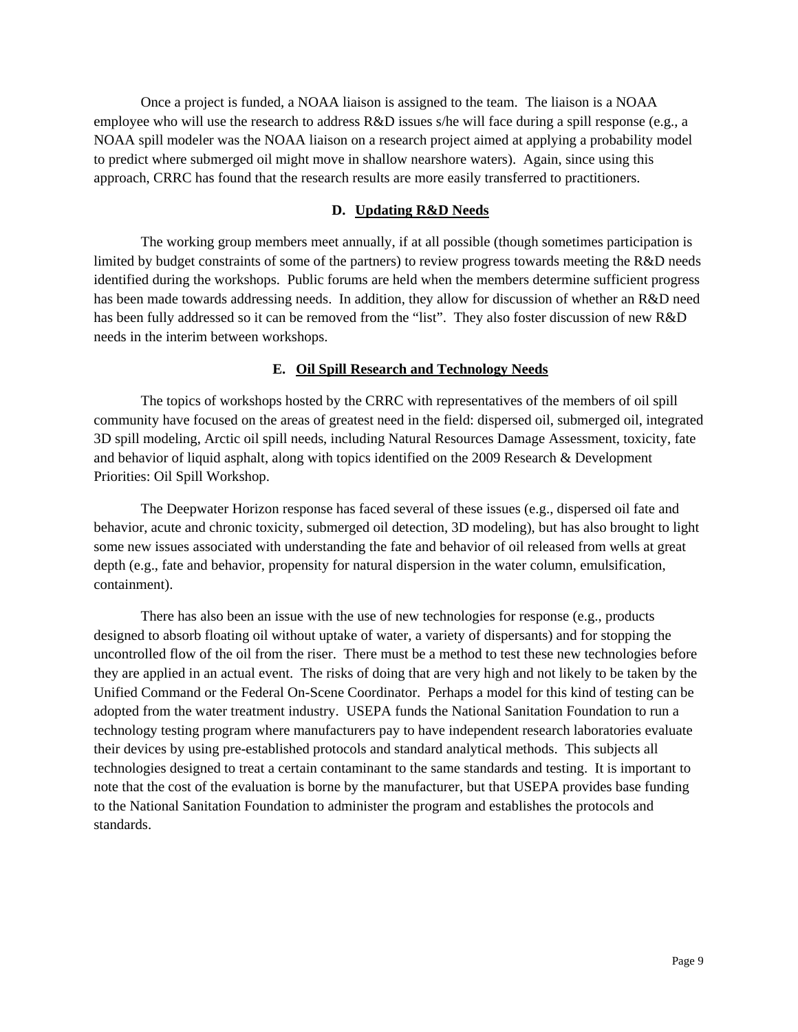Once a project is funded, a NOAA liaison is assigned to the team. The liaison is a NOAA employee who will use the research to address R&D issues s/he will face during a spill response (e.g., a NOAA spill modeler was the NOAA liaison on a research project aimed at applying a probability model to predict where submerged oil might move in shallow nearshore waters). Again, since using this approach, CRRC has found that the research results are more easily transferred to practitioners.

### D. Updating R&D Needs

The working group members meet annually, if at all possible (though sometimes participation is limited by budget constraints of some of the partners) to review progress towards meeting the R&D needs identified during the workshops. Public forums are held when the members determine sufficient progress has been made towards addressing needs. In addition, they allow for discussion of whether an R&D need has been fully addressed so it can be removed from the "list". They also foster discussion of new R&D needs in the interim between workshops.

### E. Oil Spill Research and Technology Needs

The topics of workshops hosted by the CRRC with representatives of the members of oil spill community have focused on the areas of greatest need in the field: dispersed oil, submerged oil, integrated 3D spill modeling, Arctic oil spill needs, including Natural Resources Damage Assessment, toxicity, fate and behavior of liquid asphalt, along with topics identified on the 2009 Research & Development Priorities: Oil Spill Workshop.

The Deepwater Horizon response has faced several of these issues (e.g., dispersed oil fate and behavior, acute and chronic toxicity, submerged oil detection, 3D modeling), but has also brought to light some new issues associated with understanding the fate and behavior of oil released from wells at great depth (e.g., fate and behavior, propensity for natural dispersion in the water column, emulsification, containment).

There has also been an issue with the use of new technologies for response (e.g., products designed to absorb floating oil without uptake of water, a variety of dispersants) and for stopping the uncontrolled flow of the oil from the riser. There must be a method to test these new technologies before they are applied in an actual event. The risks of doing that are very high and not likely to be taken by the Unified Command or the Federal On-Scene Coordinator. Perhaps a model for this kind of testing can be adopted from the water treatment industry. USEPA funds the National Sanitation Foundation to run a technology testing program where manufacturers pay to have independent research laboratories evaluate their devices by using pre-established protocols and standard analytical methods. This subjects all technologies designed to treat a certain contaminant to the same standards and testing. It is important to note that the cost of the evaluation is borne by the manufacturer, but that USEPA provides base funding to the National Sanitation Foundation to administer the program and establishes the protocols and standards.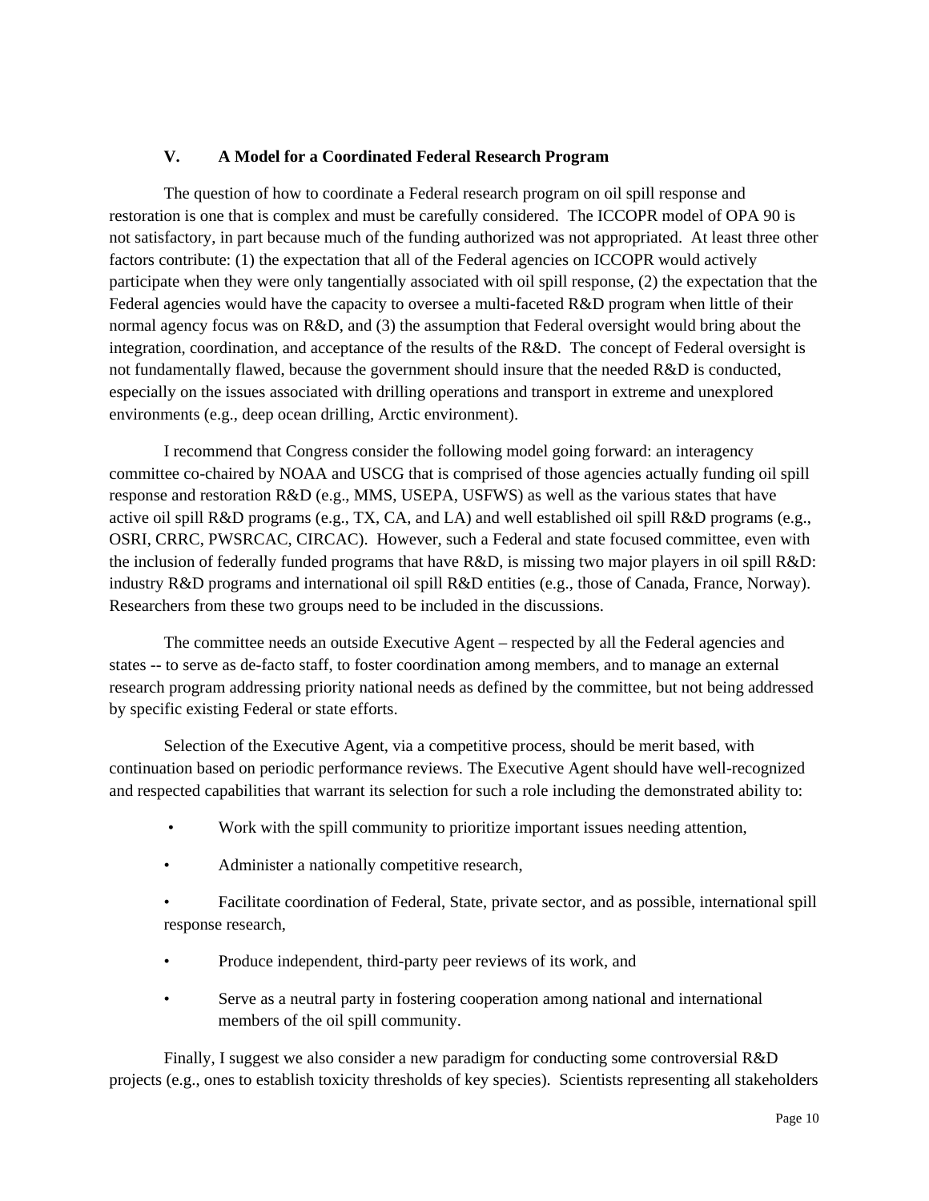## V. A Model for a Coordinated Federal Research Program

The question of how to coordinate a Federal research program on oil spill response and restoration is one that is complex and must be carefully considered. The ICCOPR model of OPA 90 is not satisfactory, in part because much of the funding authorized was not appropriated. At least three other factors contribute: (1) the expectation that all of the Federal agencies on ICCOPR would actively participate when they were only tangentially associated with oil spill response, (2) the expectation that the Federal agencies would have the capacity to oversee a multi-faceted R&D program when little of their normal agency focus was on R&D, and (3) the assumption that Federal oversight would bring about the integration, coordination, and acceptance of the results of the R&D. The concept of Federal oversight is not fundamentally flawed, because the government should insure that the needed R&D is conducted, especially on the issues associated with drilling operations and transport in extreme and unexplored environments (e.g., deep ocean drilling, Arctic environment).

I recommend that Congress consider the following model going forward: an interagency committee co-chaired by NOAA and USCG that is comprised of those agencies actually funding oil spill response and restoration R&D (e.g., MMS, USEPA, USFWS) as well as the various states that have active oil spill R&D programs (e.g., TX, CA, and LA) and well established oil spill R&D programs (e.g., OSRI, CRRC, PWSRCAC, CIRCAC). However, such a Federal and state focused committee, even with the inclusion of federally funded programs that have R&D, is missing two major players in oil spill R&D: industry R&D programs and international oil spill R&D entities (e.g., those of Canada, France, Norway). Researchers from these two groups need to be included in the discussions.

The committee needs an outside Executive Agent – respected by all the Federal agencies and states -- to serve as de-facto staff, to foster coordination among members, and to manage an external research program addressing priority national needs as defined by the committee, but not being addressed by specific existing Federal or state efforts.

Selection of the Executive Agent, via a competitive process, should be merit based, with continuation based on periodic performance reviews. The Executive Agent should have well-recognized and respected capabilities that warrant its selection for such a role including the demonstrated ability to:

- Work with the spill community to prioritize important issues needing attention,
- Administer a nationally competitive research,
- Facilitate coordination of Federal, State, private sector, and as possible, international spill response research,
- Produce independent, third-party peer reviews of its work, and
- Serve as a neutral party in fostering cooperation among national and international members of the oil spill community.

Finally, I suggest we also consider a new paradigm for conducting some controversial R&D projects (e.g., ones to establish toxicity thresholds of key species). Scientists representing all stakeholders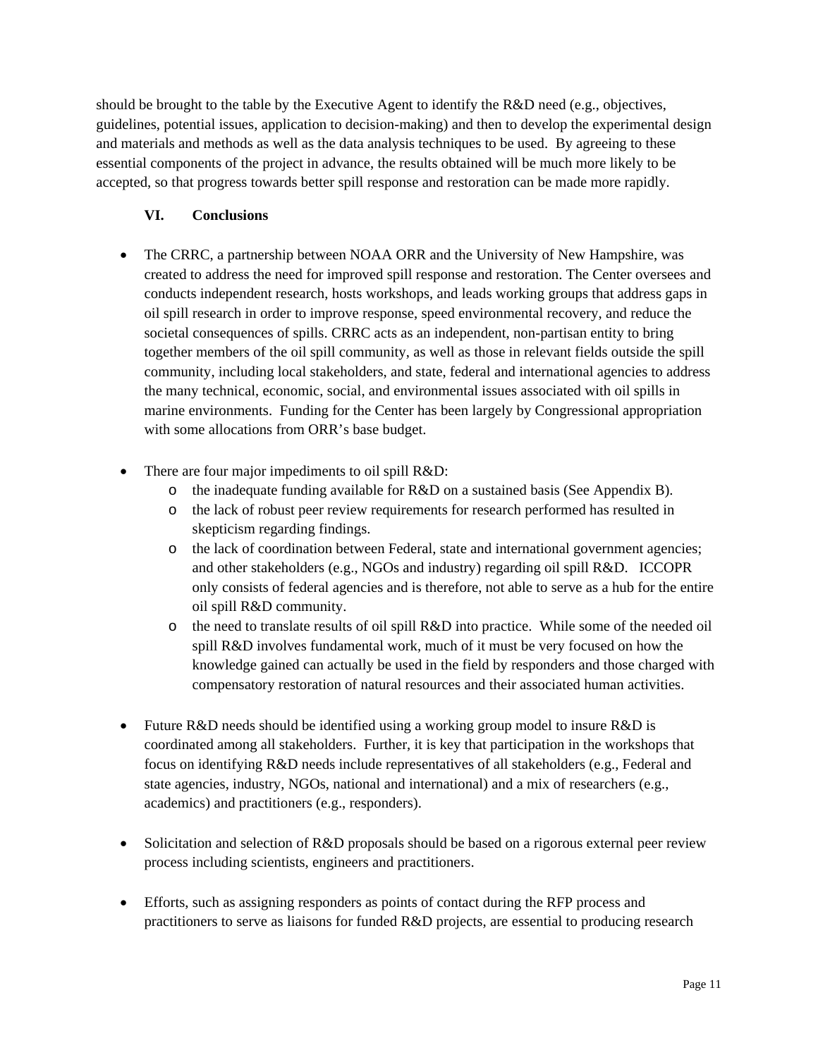should be brought to the table by the Executive Agent to identify the R&D need (e.g., objectives, guidelines, potential issues, application to decision-making) and then to develop the experimental design and materials and methods as well as the data analysis techniques to be used. By agreeing to these essential components of the project in advance, the results obtained will be much more likely to be accepted, so that progress towards better spill response and restoration can be made more rapidly.

## VI. Conclusions

- The CRRC, a partnership between NOAA ORR and the University of New Hampshire, was created to address the need for improved spill response and restoration. The Center oversees and conducts independent research, hosts workshops, and leads working groups that address gaps in oil spill research in order to improve response, speed environmental recovery, and reduce the societal consequences of spills. CRRC acts as an independent, non-partisan entity to bring together members of the oil spill community, as well as those in relevant fields outside the spill community, including local stakeholders, and state, federal and international agencies to address the many technical, economic, social, and environmental issues associated with oil spills in marine environments. Funding for the Center has been largely by Congressional appropriation with some allocations from ORR's base budget.

- There are four major impediments to oil spill R&D:
    - the inadequate funding available for R&D on a sustained basis (See Appendix B).
    - the lack of robust peer review requirements for research performed has resulted in skepticism regarding findings.
    - the lack of coordination between Federal, state and international government agencies; and other stakeholders (e.g., NGOs and industry) regarding oil spill R&D. ICCOPR only consists of federal agencies and is therefore, not able to serve as a hub for the entire oil spill R&D community.
    - the need to translate results of oil spill R&D into practice. While some of the needed oil spill R&D involves fundamental work, much of it must be very focused on how the knowledge gained can actually be used in the field by responders and those charged with compensatory restoration of natural resources and their associated human activities.

- Future R&D needs should be identified using a working group model to insure R&D is coordinated among all stakeholders. Further, it is key that participation in the workshops that focus on identifying R&D needs include representatives of all stakeholders (e.g., Federal and state agencies, industry, NGOs, national and international) and a mix of researchers (e.g., academics) and practitioners (e.g., responders).

- Solicitation and selection of R&D proposals should be based on a rigorous external peer review process including scientists, engineers and practitioners.

- Efforts, such as assigning responders as points of contact during the RFP process and practitioners to serve as liaisons for funded R&D projects, are essential to producing research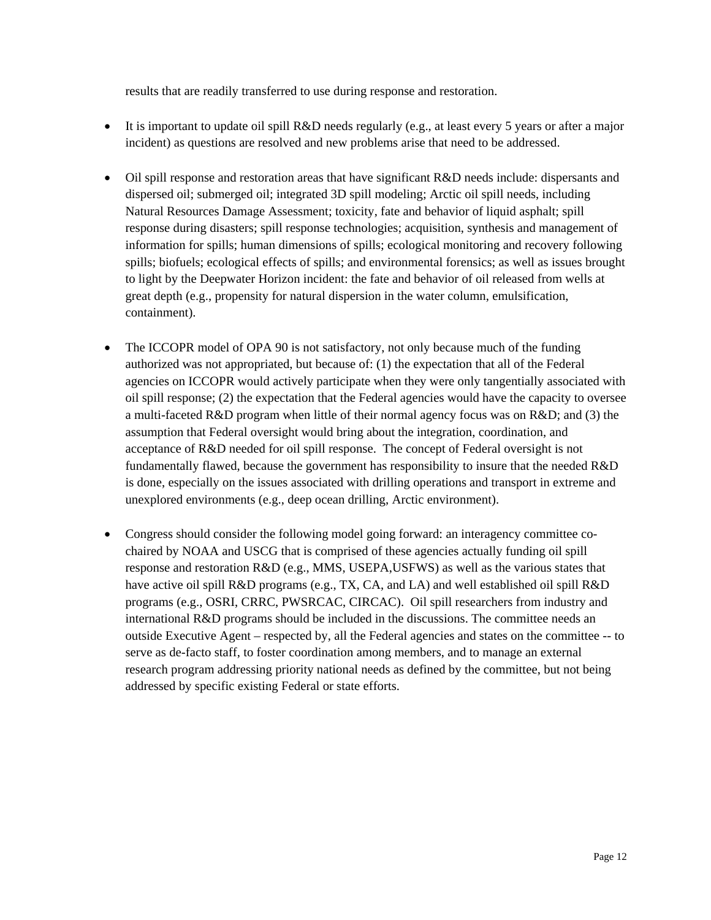results that are readily transferred to use during response and restoration.

- It is important to update oil spill R&D needs regularly (e.g., at least every 5 years or after a major incident) as questions are resolved and new problems arise that need to be addressed.

- Oil spill response and restoration areas that have significant R&D needs include: dispersants and dispersed oil; submerged oil; integrated 3D spill modeling; Arctic oil spill needs, including Natural Resources Damage Assessment; toxicity, fate and behavior of liquid asphalt; spill response during disasters; spill response technologies; acquisition, synthesis and management of information for spills; human dimensions of spills; ecological monitoring and recovery following spills; biofuels; ecological effects of spills; and environmental forensics; as well as issues brought to light by the Deepwater Horizon incident: the fate and behavior of oil released from wells at great depth (e.g., propensity for natural dispersion in the water column, emulsification, containment).

- The ICCOPR model of OPA 90 is not satisfactory, not only because much of the funding authorized was not appropriated, but because of: (1) the expectation that all of the Federal agencies on ICCOPR would actively participate when they were only tangentially associated with oil spill response; (2) the expectation that the Federal agencies would have the capacity to oversee a multi-faceted R&D program when little of their normal agency focus was on R&D; and (3) the assumption that Federal oversight would bring about the integration, coordination, and acceptance of R&D needed for oil spill response. The concept of Federal oversight is not fundamentally flawed, because the government has responsibility to insure that the needed R&D is done, especially on the issues associated with drilling operations and transport in extreme and unexplored environments (e.g., deep ocean drilling, Arctic environment).

- Congress should consider the following model going forward: an interagency committee co-chaired by NOAA and USCG that is comprised of these agencies actually funding oil spill response and restoration R&D (e.g., MMS, USEPA,USFWS) as well as the various states that have active oil spill R&D programs (e.g., TX, CA, and LA) and well established oil spill R&D programs (e.g., OSRI, CRRC, PWSRCAC, CIRCAC). Oil spill researchers from industry and international R&D programs should be included in the discussions. The committee needs an outside Executive Agent – respected by, all the Federal agencies and states on the committee -- to serve as de-facto staff, to foster coordination among members, and to manage an external research program addressing priority national needs as defined by the committee, but not being addressed by specific existing Federal or state efforts.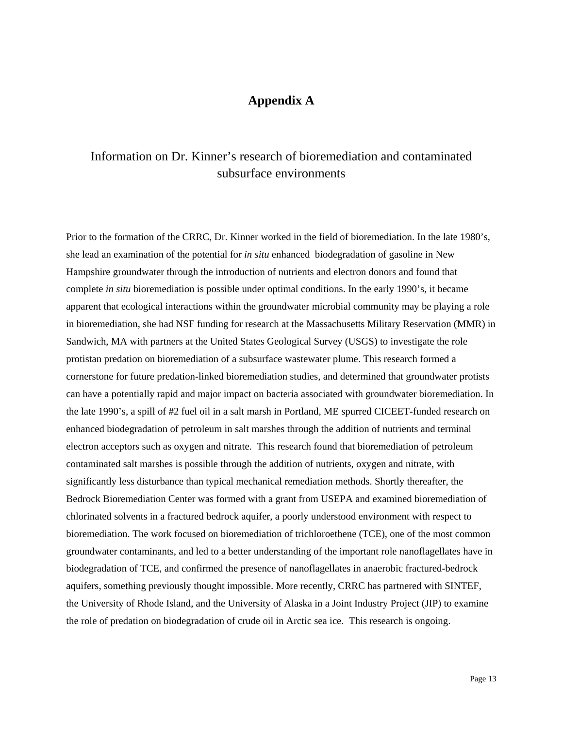# Appendix A

## Information on Dr. Kinner's research of bioremediation and contaminated subsurface environments

Prior to the formation of the CRRC, Dr. Kinner worked in the field of bioremediation. In the late 1980's, she lead an examination of the potential for *in situ* enhanced biodegradation of gasoline in New Hampshire groundwater through the introduction of nutrients and electron donors and found that complete *in situ* bioremediation is possible under optimal conditions. In the early 1990's, it became apparent that ecological interactions within the groundwater microbial community may be playing a role in bioremediation, she had NSF funding for research at the Massachusetts Military Reservation (MMR) in Sandwich, MA with partners at the United States Geological Survey (USGS) to investigate the role protistan predation on bioremediation of a subsurface wastewater plume. This research formed a cornerstone for future predation-linked bioremediation studies, and determined that groundwater protists can have a potentially rapid and major impact on bacteria associated with groundwater bioremediation. In the late 1990's, a spill of #2 fuel oil in a salt marsh in Portland, ME spurred CICEET-funded research on enhanced biodegradation of petroleum in salt marshes through the addition of nutrients and terminal electron acceptors such as oxygen and nitrate. This research found that bioremediation of petroleum contaminated salt marshes is possible through the addition of nutrients, oxygen and nitrate, with significantly less disturbance than typical mechanical remediation methods. Shortly thereafter, the Bedrock Bioremediation Center was formed with a grant from USEPA and examined bioremediation of chlorinated solvents in a fractured bedrock aquifer, a poorly understood environment with respect to bioremediation. The work focused on bioremediation of trichloroethene (TCE), one of the most common groundwater contaminants, and led to a better understanding of the important role nanoflagellates have in biodegradation of TCE, and confirmed the presence of nanoflagellates in anaerobic fractured-bedrock aquifers, something previously thought impossible. More recently, CRRC has partnered with SINTEF, the University of Rhode Island, and the University of Alaska in a Joint Industry Project (JIP) to examine the role of predation on biodegradation of crude oil in Arctic sea ice. This research is ongoing.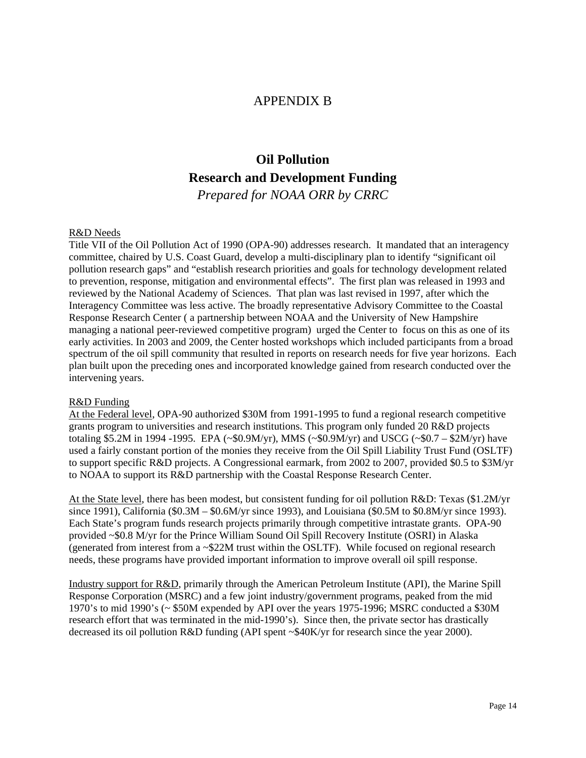# APPENDIX B

## Oil Pollution
## Research and Development Funding

*Prepared for NOAA ORR by CRRC*

R&D Needs

Title VII of the Oil Pollution Act of 1990 (OPA-90) addresses research. It mandated that an interagency committee, chaired by U.S. Coast Guard, develop a multi-disciplinary plan to identify "significant oil pollution research gaps" and "establish research priorities and goals for technology development related to prevention, response, mitigation and environmental effects". The first plan was released in 1993 and reviewed by the National Academy of Sciences. That plan was last revised in 1997, after which the Interagency Committee was less active. The broadly representative Advisory Committee to the Coastal Response Research Center ( a partnership between NOAA and the University of New Hampshire managing a national peer-reviewed competitive program) urged the Center to focus on this as one of its early activities. In 2003 and 2009, the Center hosted workshops which included participants from a broad spectrum of the oil spill community that resulted in reports on research needs for five year horizons. Each plan built upon the preceding ones and incorporated knowledge gained from research conducted over the intervening years.

R&D Funding

At the Federal level, OPA-90 authorized $30M from 1991-1995 to fund a regional research competitive grants program to universities and research institutions. This program only funded 20 R&D projects totaling $5.2M in 1994 -1995. EPA (~$0.9M/yr), MMS (~$0.9M/yr) and USCG (~$0.7 – $2M/yr) have used a fairly constant portion of the monies they receive from the Oil Spill Liability Trust Fund (OSLTF) to support specific R&D projects. A Congressional earmark, from 2002 to 2007, provided $0.5 to $3M/yr to NOAA to support its R&D partnership with the Coastal Response Research Center.

At the State level, there has been modest, but consistent funding for oil pollution R&D: Texas ($1.2M/yr since 1991), California ($0.3M – $0.6M/yr since 1993), and Louisiana ($0.5M to $0.8M/yr since 1993). Each State's program funds research projects primarily through competitive intrastate grants. OPA-90 provided ~$0.8 M/yr for the Prince William Sound Oil Spill Recovery Institute (OSRI) in Alaska (generated from interest from a ~$22M trust within the OSLTF). While focused on regional research needs, these programs have provided important information to improve overall oil spill response.

Industry support for R&D, primarily through the American Petroleum Institute (API), the Marine Spill Response Corporation (MSRC) and a few joint industry/government programs, peaked from the mid 1970's to mid 1990's (~ $50M expended by API over the years 1975-1996; MSRC conducted a $30M research effort that was terminated in the mid-1990's). Since then, the private sector has drastically decreased its oil pollution R&D funding (API spent ~$40K/yr for research since the year 2000).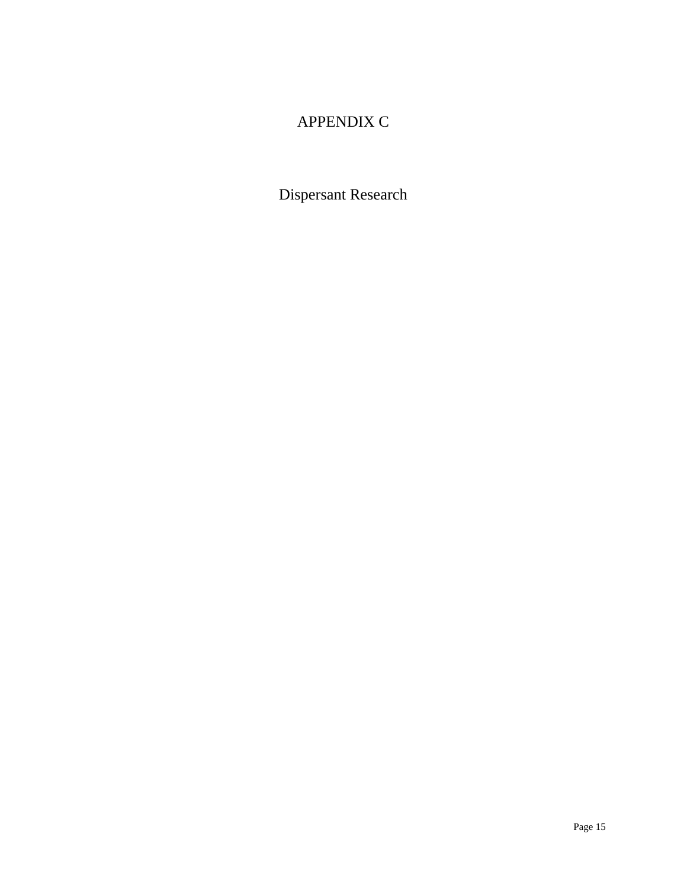# APPENDIX C

## Dispersant Research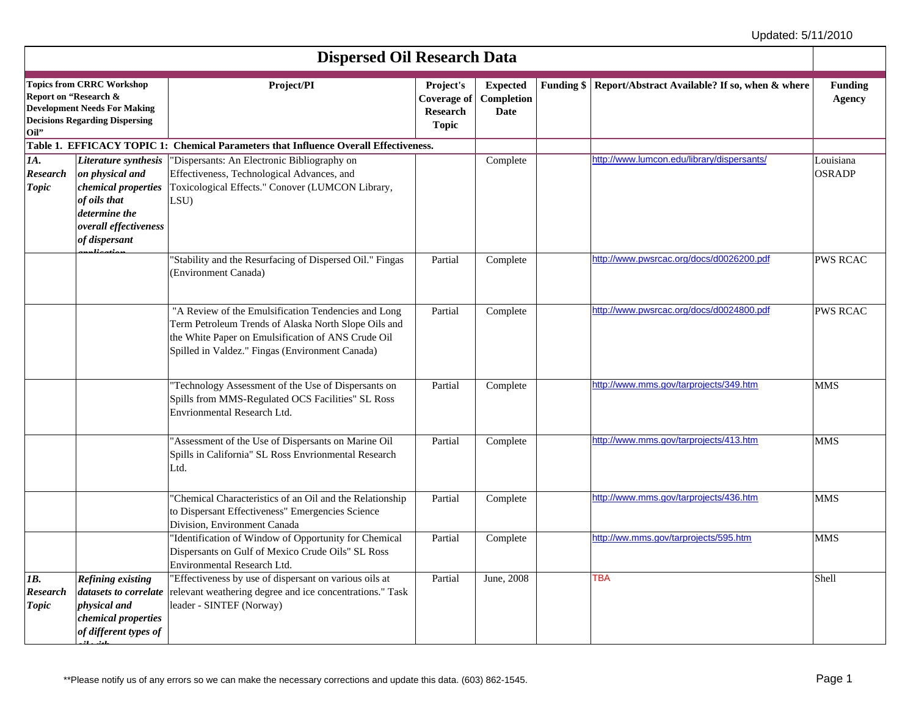Updated: 5/11/2010

# Dispersed Oil Research Data

| Topics from CRRC Workshop Report on "Research & Development Needs For Making Decisions Regarding Dispersing Oil" | | Project/PI | Project's Coverage of Research Topic | Expected Completion Date | Funding $ | Report/Abstract Available? If so, when & where | Funding Agency |
|---|---|---|---|---|---|---|---|
| **Table 1. EFFICACY TOPIC 1: Chemical Parameters that Influence Overall Effectiveness.** | | | | | | | |
| ***1A. Research Topic*** | ***Literature synthesis on physical and chemical properties of oils that determine the overall effectiveness of dispersant application*** | "Dispersants: An Electronic Bibliography on Effectiveness, Technological Advances, and Toxicological Effects." Conover (LUMCON Library, LSU) | | Complete | | http://www.lumcon.edu/library/dispersants/ | Louisiana OSRADP |
| | | "Stability and the Resurfacing of Dispersed Oil." Fingas (Environment Canada) | Partial | Complete | | http://www.pwsrcac.org/docs/d0026200.pdf | PWS RCAC |
| | | "A Review of the Emulsification Tendencies and Long Term Petroleum Trends of Alaska North Slope Oils and the White Paper on Emulsification of ANS Crude Oil Spilled in Valdez." Fingas (Environment Canada) | Partial | Complete | | http://www.pwsrcac.org/docs/d0024800.pdf | PWS RCAC |
| | | "Technology Assessment of the Use of Dispersants on Spills from MMS-Regulated OCS Facilities" SL Ross Envrionmental Research Ltd. | Partial | Complete | | http://www.mms.gov/tarprojects/349.htm | MMS |
| | | "Assessment of the Use of Dispersants on Marine Oil Spills in California" SL Ross Envrionmental Research Ltd. | Partial | Complete | | http://www.mms.gov/tarprojects/413.htm | MMS |
| | | "Chemical Characteristics of an Oil and the Relationship to Dispersant Effectiveness" Emergencies Science Division, Environment Canada | Partial | Complete | | http://www.mms.gov/tarprojects/436.htm | MMS |
| | | "Identification of Window of Opportunity for Chemical Dispersants on Gulf of Mexico Crude Oils" SL Ross Environmental Research Ltd. | Partial | Complete | | http://ww.mms.gov/tarprojects/595.htm | MMS |
| ***1B. Research Topic*** | ***Refining existing datasets to correlate physical and chemical properties of different types of oils with*** | "Effectiveness by use of dispersant on various oils at relevant weathering degree and ice concentrations." Task leader - SINTEF (Norway) | Partial | June, 2008 | | TBA | Shell |

**Please notify us of any errors so we can make the necessary corrections and update this data. (603) 862-1545.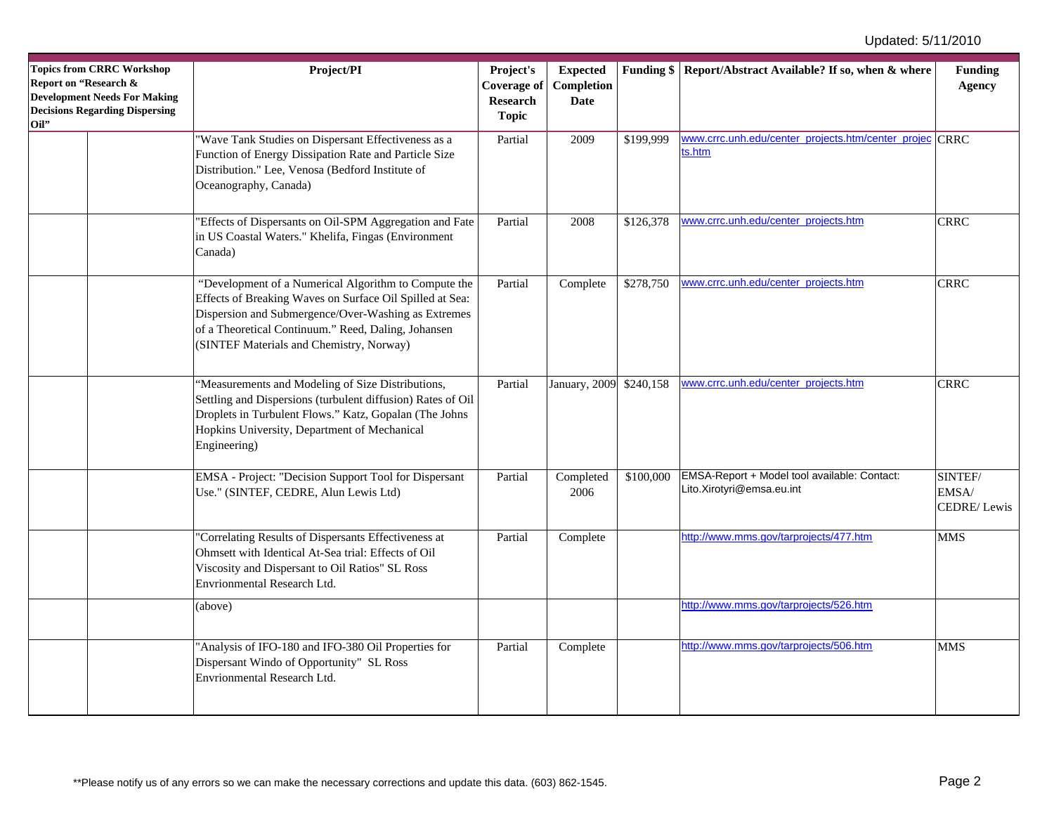| Topics from CRRC Workshop Report on "Research & Development Needs For Making Decisions Regarding Dispersing Oil" | | Project/PI | Project's Coverage of Research Topic | Expected Completion Date | Funding $ | Report/Abstract Available? If so, when & where | Funding Agency |
|---|---|---|---|---|---|---|---|
| | | "Wave Tank Studies on Dispersant Effectiveness as a Function of Energy Dissipation Rate and Particle Size Distribution." Lee, Venosa (Bedford Institute of Oceanography, Canada) | Partial | 2009 | $199,999 | www.crrc.unh.edu/center_projects.htm/center_projects.htm | CRRC |
| | | "Effects of Dispersants on Oil-SPM Aggregation and Fate in US Coastal Waters." Khelifa, Fingas (Environment Canada) | Partial | 2008 | $126,378 | www.crrc.unh.edu/center_projects.htm | CRRC |
| | | "Development of a Numerical Algorithm to Compute the Effects of Breaking Waves on Surface Oil Spilled at Sea: Dispersion and Submergence/Over-Washing as Extremes of a Theoretical Continuum." Reed, Daling, Johansen (SINTEF Materials and Chemistry, Norway) | Partial | Complete | $278,750 | www.crrc.unh.edu/center_projects.htm | CRRC |
| | | "Measurements and Modeling of Size Distributions, Settling and Dispersions (turbulent diffusion) Rates of Oil Droplets in Turbulent Flows." Katz, Gopalan (The Johns Hopkins University, Department of Mechanical Engineering) | Partial | January, 2009 | $240,158 | www.crrc.unh.edu/center_projects.htm | CRRC |
| | | EMSA - Project: "Decision Support Tool for Dispersant Use." (SINTEF, CEDRE, Alun Lewis Ltd) | Partial | Completed 2006 | $100,000 | EMSA-Report + Model tool available: Contact: Lito.Xirotyri@emsa.eu.int | SINTEF/ EMSA/ CEDRE/ Lewis |
| | | "Correlating Results of Dispersants Effectiveness at Ohmsett with Identical At-Sea trial: Effects of Oil Viscosity and Dispersant to Oil Ratios" SL Ross Envrionmental Research Ltd. | Partial | Complete | | http://www.mms.gov/tarprojects/477.htm | MMS |
| | | (above) | | | | http://www.mms.gov/tarprojects/526.htm | |
| | | "Analysis of IFO-180 and IFO-380 Oil Properties for Dispersant Windo of Opportunity" SL Ross Envrionmental Research Ltd. | Partial | Complete | | http://www.mms.gov/tarprojects/506.htm | MMS |

**Please notify us of any errors so we can make the necessary corrections and update this data. (603) 862-1545.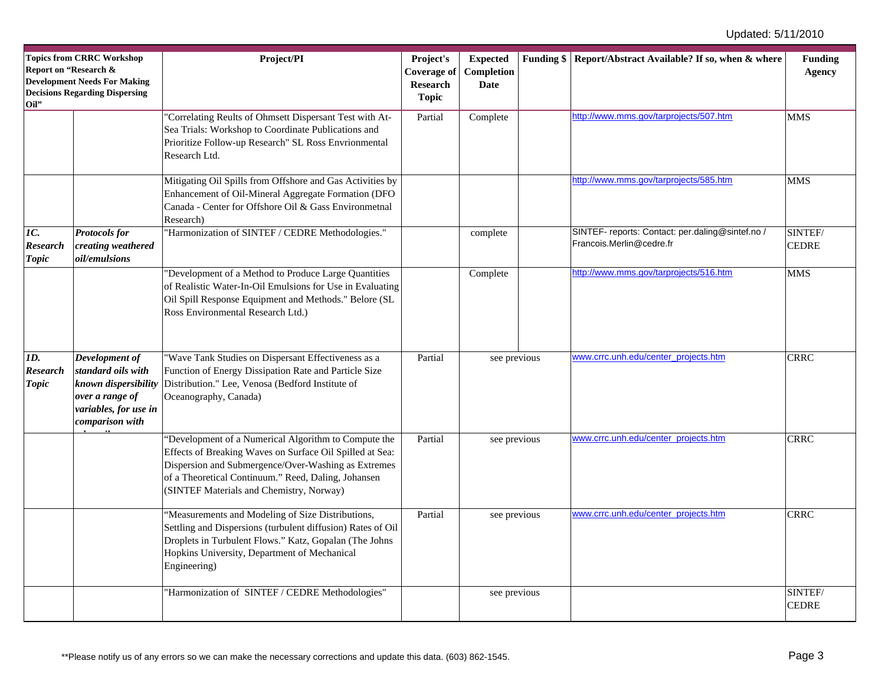Updated: 5/11/2010

| Topics from CRRC Workshop Report on "Research & Development Needs For Making Decisions Regarding Dispersing Oil" | | Project/PI | Project's Coverage of Research Topic | Expected Completion Date | Funding $ | Report/Abstract Available? If so, when & where | Funding Agency |
|---|---|---|---|---|---|---|---|
| | | "Correlating Reults of Ohmsett Dispersant Test with At-Sea Trials: Workshop to Coordinate Publications and Prioritize Follow-up Research" SL Ross Envrionmental Research Ltd. | Partial | Complete | | http://www.mms.gov/tarprojects/507.htm | MMS |
| | | Mitigating Oil Spills from Offshore and Gas Activities by Enhancement of Oil-Mineral Aggregate Formation (DFO Canada - Center for Offshore Oil & Gass Environmetnal Research) | | | | http://www.mms.gov/tarprojects/585.htm | MMS |
| ***1C. Research Topic*** | ***Protocols for creating weathered oil/emulsions*** | "Harmonization of SINTEF / CEDRE Methodologies." | | complete | | SINTEF- reports: Contact: per.daling@sintef.no / Francois.Merlin@cedre.fr | SINTEF/ CEDRE |
| | | "Development of a Method to Produce Large Quantities of Realistic Water-In-Oil Emulsions for Use in Evaluating Oil Spill Response Equipment and Methods." Belore (SL Ross Environmental Research Ltd.) | | Complete | | http://www.mms.gov/tarprojects/516.htm | MMS |
| ***1D. Research Topic*** | ***Development of standard oils with known dispersibility over a range of variables, for use in comparison with*** | "Wave Tank Studies on Dispersant Effectiveness as a Function of Energy Dissipation Rate and Particle Size Distribution." Lee, Venosa (Bedford Institute of Oceanography, Canada) | Partial | see previous | | www.crrc.unh.edu/center_projects.htm | CRRC |
| | | "Development of a Numerical Algorithm to Compute the Effects of Breaking Waves on Surface Oil Spilled at Sea: Dispersion and Submergence/Over-Washing as Extremes of a Theoretical Continuum." Reed, Daling, Johansen (SINTEF Materials and Chemistry, Norway) | Partial | see previous | | www.crrc.unh.edu/center_projects.htm | CRRC |
| | | "Measurements and Modeling of Size Distributions, Settling and Dispersions (turbulent diffusion) Rates of Oil Droplets in Turbulent Flows." Katz, Gopalan (The Johns Hopkins University, Department of Mechanical Engineering) | Partial | see previous | | www.crrc.unh.edu/center_projects.htm | CRRC |
| | | "Harmonization of SINTEF / CEDRE Methodologies" | | see previous | | | SINTEF/ CEDRE |

**Please notify us of any errors so we can make the necessary corrections and update this data. (603) 862-1545.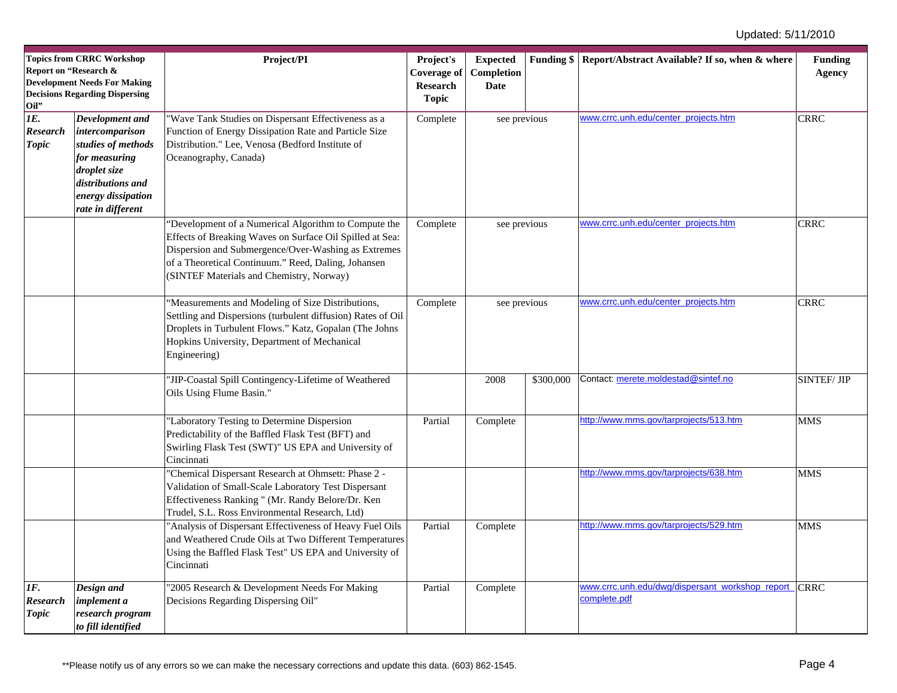Updated: 5/11/2010

| Topics from CRRC Workshop Report on "Research & Development Needs For Making Decisions Regarding Dispersing Oil" | | Project/PI | Project's Coverage of Research Topic | Expected Completion Date | Funding $ | Report/Abstract Available? If so, when & where | Funding Agency |
|---|---|---|---|---|---|---|---|
| ***1E. Research Topic*** | ***Development and intercomparison studies of methods for measuring droplet size distributions and energy dissipation rate in different*** | "Wave Tank Studies on Dispersant Effectiveness as a Function of Energy Dissipation Rate and Particle Size Distribution." Lee, Venosa (Bedford Institute of Oceanography, Canada) | Complete | see previous | | www.crrc.unh.edu/center_projects.htm | CRRC |
| | | "Development of a Numerical Algorithm to Compute the Effects of Breaking Waves on Surface Oil Spilled at Sea: Dispersion and Submergence/Over-Washing as Extremes of a Theoretical Continuum." Reed, Daling, Johansen (SINTEF Materials and Chemistry, Norway) | Complete | see previous | | www.crrc.unh.edu/center_projects.htm | CRRC |
| | | "Measurements and Modeling of Size Distributions, Settling and Dispersions (turbulent diffusion) Rates of Oil Droplets in Turbulent Flows." Katz, Gopalan (The Johns Hopkins University, Department of Mechanical Engineering) | Complete | see previous | | www.crrc.unh.edu/center_projects.htm | CRRC |
| | | "JIP-Coastal Spill Contingency-Lifetime of Weathered Oils Using Flume Basin." | | 2008 | $300,000 | Contact: merete.moldestad@sintef.no | SINTEF/ JIP |
| | | "Laboratory Testing to Determine Dispersion Predictability of the Baffled Flask Test (BFT) and Swirling Flask Test (SWT)" US EPA and University of Cincinnati | Partial | Complete | | http://www.mms.gov/tarprojects/513.htm | MMS |
| | | "Chemical Dispersant Research at Ohmsett: Phase 2 - Validation of Small-Scale Laboratory Test Dispersant Effectiveness Ranking " (Mr. Randy Belore/Dr. Ken Trudel, S.L. Ross Environmental Research, Ltd) | | | | http://www.mms.gov/tarprojects/638.htm | MMS |
| | | "Analysis of Dispersant Effectiveness of Heavy Fuel Oils and Weathered Crude Oils at Two Different Temperatures Using the Baffled Flask Test" US EPA and University of Cincinnati | Partial | Complete | | http://www.mms.gov/tarprojects/529.htm | MMS |
| ***1F. Research Topic*** | ***Design and implement a research program to fill identified*** | "2005 Research & Development Needs For Making Decisions Regarding Dispersing Oil" | Partial | Complete | | www.crrc.unh.edu/dwg/dispersant_workshop_report_complete.pdf | CRRC |

**Please notify us of any errors so we can make the necessary corrections and update this data. (603) 862-1545.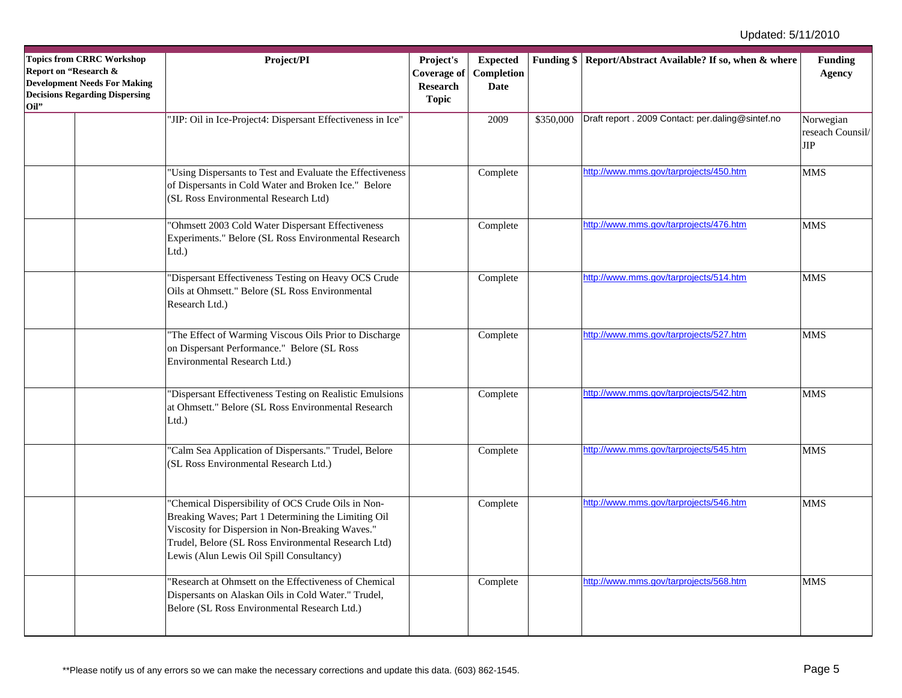Updated: 5/11/2010

| Topics from CRRC Workshop Report on "Research & Development Needs For Making Decisions Regarding Dispersing Oil" | | Project/PI | Project's Coverage of Research Topic | Expected Completion Date | Funding $ | Report/Abstract Available? If so, when & where | Funding Agency |
|---|---|---|---|---|---|---|---|
| | | "JIP: Oil in Ice-Project4: Dispersant Effectiveness in Ice" | | 2009 | $350,000 | Draft report . 2009 Contact: per.daling@sintef.no | Norwegian reseach Counsil/ JIP |
| | | "Using Dispersants to Test and Evaluate the Effectiveness of Dispersants in Cold Water and Broken Ice." Belore (SL Ross Environmental Research Ltd) | | Complete | | http://www.mms.gov/tarprojects/450.htm | MMS |
| | | "Ohmsett 2003 Cold Water Dispersant Effectiveness Experiments." Belore (SL Ross Environmental Research Ltd.) | | Complete | | http://www.mms.gov/tarprojects/476.htm | MMS |
| | | "Dispersant Effectiveness Testing on Heavy OCS Crude Oils at Ohmsett." Belore (SL Ross Environmental Research Ltd.) | | Complete | | http://www.mms.gov/tarprojects/514.htm | MMS |
| | | "The Effect of Warming Viscous Oils Prior to Discharge on Dispersant Performance." Belore (SL Ross Environmental Research Ltd.) | | Complete | | http://www.mms.gov/tarprojects/527.htm | MMS |
| | | "Dispersant Effectiveness Testing on Realistic Emulsions at Ohmsett." Belore (SL Ross Environmental Research Ltd.) | | Complete | | http://www.mms.gov/tarprojects/542.htm | MMS |
| | | "Calm Sea Application of Dispersants." Trudel, Belore (SL Ross Environmental Research Ltd.) | | Complete | | http://www.mms.gov/tarprojects/545.htm | MMS |
| | | "Chemical Dispersibility of OCS Crude Oils in Non-Breaking Waves; Part 1 Determining the Limiting Oil Viscosity for Dispersion in Non-Breaking Waves." Trudel, Belore (SL Ross Environmental Research Ltd) Lewis (Alun Lewis Oil Spill Consultancy) | | Complete | | http://www.mms.gov/tarprojects/546.htm | MMS |
| | | "Research at Ohmsett on the Effectiveness of Chemical Dispersants on Alaskan Oils in Cold Water." Trudel, Belore (SL Ross Environmental Research Ltd.) | | Complete | | http://www.mms.gov/tarprojects/568.htm | MMS |

**Please notify us of any errors so we can make the necessary corrections and update this data. (603) 862-1545.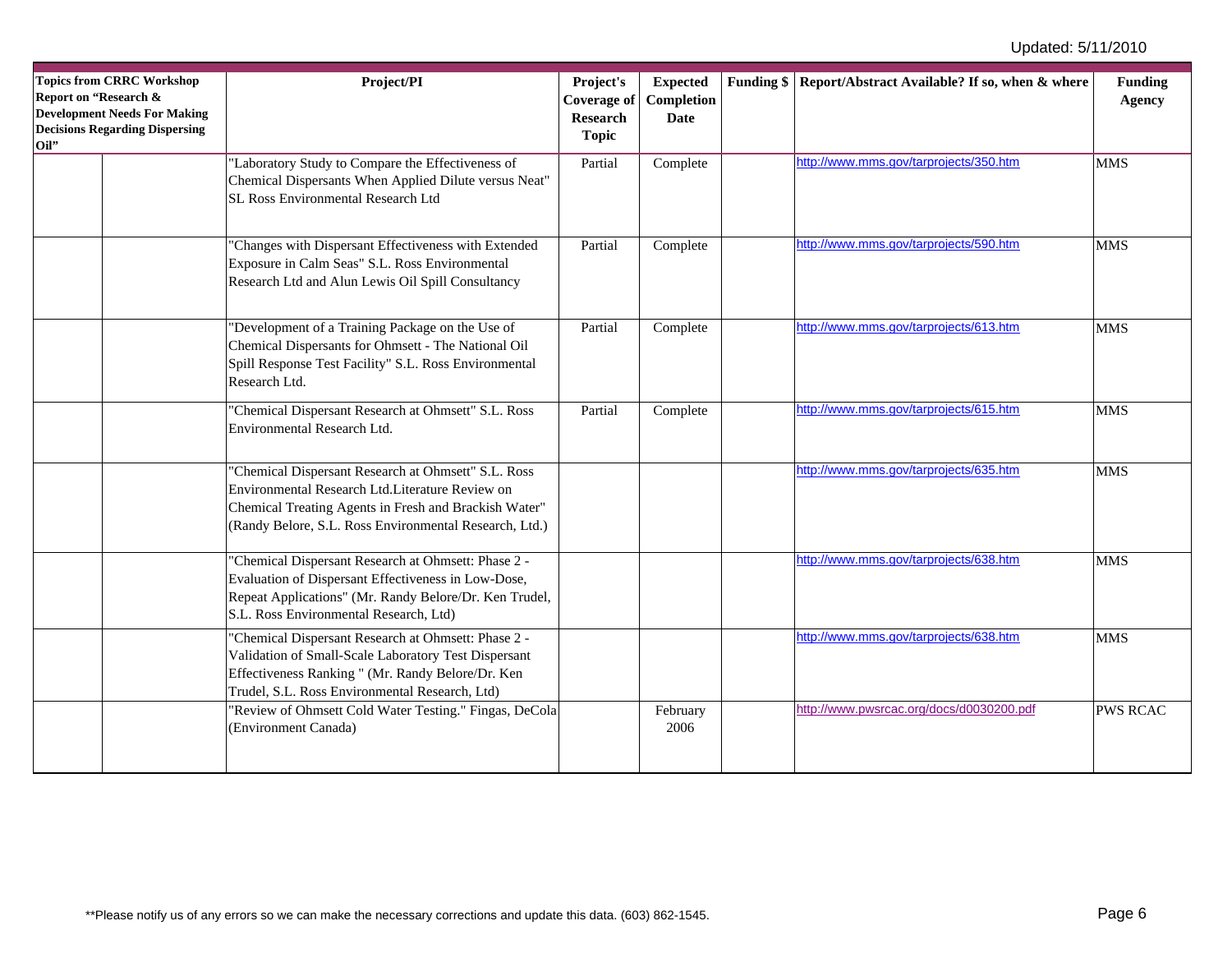| Topics from CRRC Workshop Report on "Research & Development Needs For Making Decisions Regarding Dispersing Oil" | | Project/PI | Project's Coverage of Research Topic | Expected Completion Date | Funding $ | Report/Abstract Available? If so, when & where | Funding Agency |
|---|---|---|---|---|---|---|---|
| | | "Laboratory Study to Compare the Effectiveness of Chemical Dispersants When Applied Dilute versus Neat" SL Ross Environmental Research Ltd | Partial | Complete | | http://www.mms.gov/tarprojects/350.htm | MMS |
| | | "Changes with Dispersant Effectiveness with Extended Exposure in Calm Seas" S.L. Ross Environmental Research Ltd and Alun Lewis Oil Spill Consultancy | Partial | Complete | | http://www.mms.gov/tarprojects/590.htm | MMS |
| | | "Development of a Training Package on the Use of Chemical Dispersants for Ohmsett - The National Oil Spill Response Test Facility" S.L. Ross Environmental Research Ltd. | Partial | Complete | | http://www.mms.gov/tarprojects/613.htm | MMS |
| | | "Chemical Dispersant Research at Ohmsett" S.L. Ross Environmental Research Ltd. | Partial | Complete | | http://www.mms.gov/tarprojects/615.htm | MMS |
| | | "Chemical Dispersant Research at Ohmsett" S.L. Ross Environmental Research Ltd.Literature Review on Chemical Treating Agents in Fresh and Brackish Water" (Randy Belore, S.L. Ross Environmental Research, Ltd.) | | | | http://www.mms.gov/tarprojects/635.htm | MMS |
| | | "Chemical Dispersant Research at Ohmsett: Phase 2 - Evaluation of Dispersant Effectiveness in Low-Dose, Repeat Applications" (Mr. Randy Belore/Dr. Ken Trudel, S.L. Ross Environmental Research, Ltd) | | | | http://www.mms.gov/tarprojects/638.htm | MMS |
| | | "Chemical Dispersant Research at Ohmsett: Phase 2 - Validation of Small-Scale Laboratory Test Dispersant Effectiveness Ranking " (Mr. Randy Belore/Dr. Ken Trudel, S.L. Ross Environmental Research, Ltd) | | | | http://www.mms.gov/tarprojects/638.htm | MMS |
| | | "Review of Ohmsett Cold Water Testing." Fingas, DeCola (Environment Canada) | | February 2006 | | http://www.pwsrcac.org/docs/d0030200.pdf | PWS RCAC |

**Please notify us of any errors so we can make the necessary corrections and update this data. (603) 862-1545.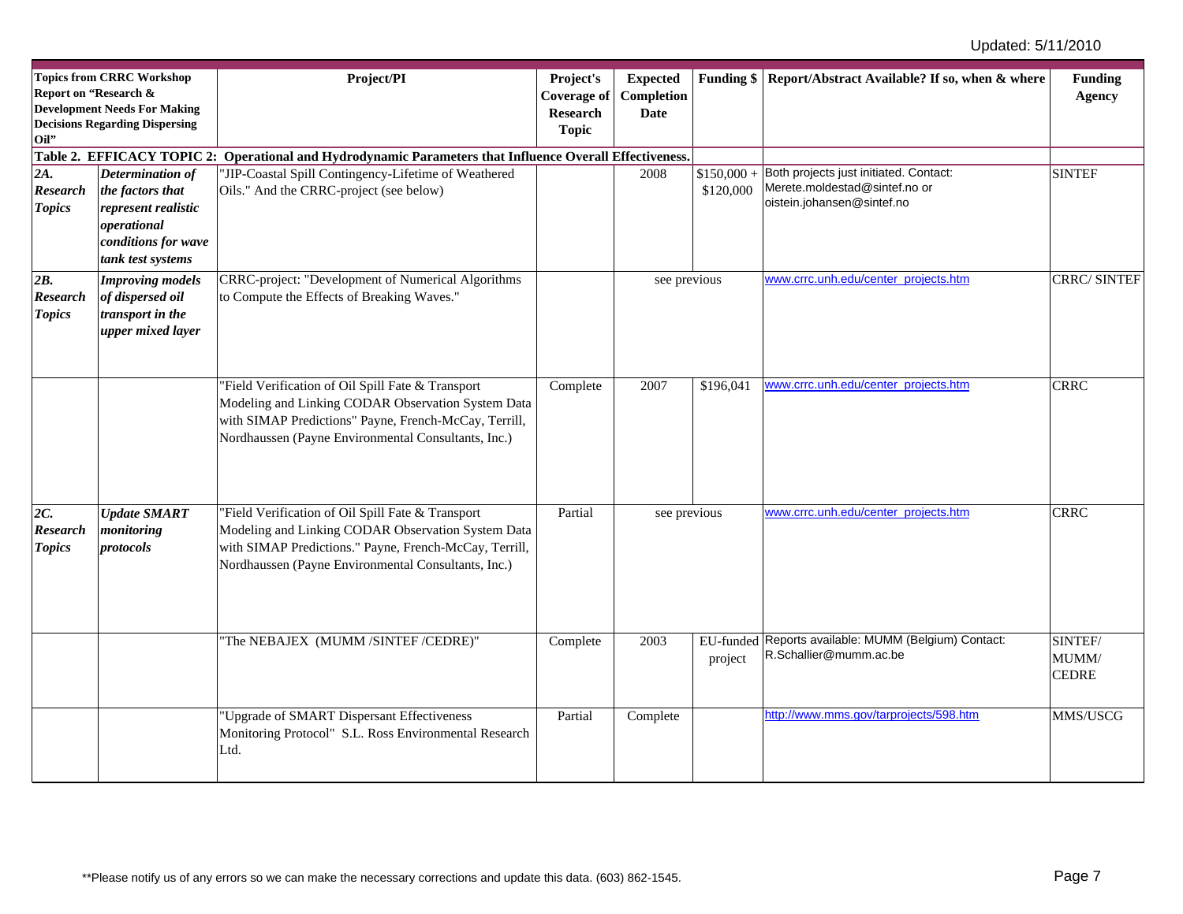| Topics from CRRC Workshop Report on "Research & Development Needs For Making Decisions Regarding Dispersing Oil" | | Project/PI | Project's Coverage of Research Topic | Expected Completion Date | Funding $ | Report/Abstract Available? If so, when & where | Funding Agency |
|---|---|---|---|---|---|---|---|
| **Table 2. EFFICACY TOPIC 2: Operational and Hydrodynamic Parameters that Influence Overall Effectiveness.** | | | | | | | |
| ***2A. Research Topics*** | ***Determination of the factors that represent realistic operational conditions for wave tank test systems*** | "JIP-Coastal Spill Contingency-Lifetime of Weathered Oils." And the CRRC-project (see below) | | 2008 | $150,000 + $120,000 | Both projects just initiated. Contact: Merete.moldestad@sintef.no or oistein.johansen@sintef.no | SINTEF |
| ***2B. Research Topics*** | ***Improving models of dispersed oil transport in the upper mixed layer*** | CRRC-project: "Development of Numerical Algorithms to Compute the Effects of Breaking Waves." | | see previous | | www.crrc.unh.edu/center_projects.htm | CRRC/ SINTEF |
| | | "Field Verification of Oil Spill Fate & Transport Modeling and Linking CODAR Observation System Data with SIMAP Predictions" Payne, French-McCay, Terrill, Nordhaussen (Payne Environmental Consultants, Inc.) | Complete | 2007 | $196,041 | www.crrc.unh.edu/center_projects.htm | CRRC |
| ***2C. Research Topics*** | ***Update SMART monitoring protocols*** | "Field Verification of Oil Spill Fate & Transport Modeling and Linking CODAR Observation System Data with SIMAP Predictions." Payne, French-McCay, Terrill, Nordhaussen (Payne Environmental Consultants, Inc.) | Partial | see previous | | www.crrc.unh.edu/center_projects.htm | CRRC |
| | | "The NEBAJEX (MUMM /SINTEF /CEDRE)" | Complete | 2003 | EU-funded project | Reports available: MUMM (Belgium) Contact: R.Schallier@mumm.ac.be | SINTEF/ MUMM/ CEDRE |
| | | "Upgrade of SMART Dispersant Effectiveness Monitoring Protocol" S.L. Ross Environmental Research Ltd. | Partial | Complete | | http://www.mms.gov/tarprojects/598.htm | MMS/USCG |

**Please notify us of any errors so we can make the necessary corrections and update this data. (603) 862-1545.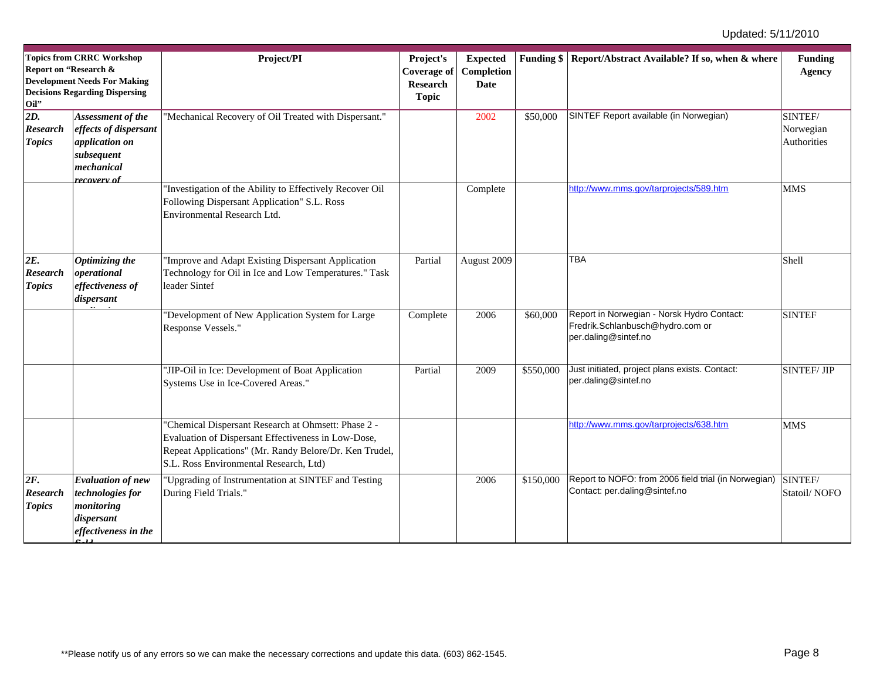Updated: 5/11/2010

| Topics from CRRC Workshop Report on "Research & Development Needs For Making Decisions Regarding Dispersing Oil" | | Project/PI | Project's Coverage of Research Topic | Expected Completion Date | Funding $ | Report/Abstract Available? If so, when & where | Funding Agency |
|---|---|---|---|---|---|---|---|
| ***2D. Research Topics*** | ***Assessment of the effects of dispersant application on subsequent mechanical recovery of*** | "Mechanical Recovery of Oil Treated with Dispersant." | | 2002 | $50,000 | SINTEF Report available (in Norwegian) | SINTEF/ Norwegian Authorities |
| | | "Investigation of the Ability to Effectively Recover Oil Following Dispersant Application" S.L. Ross Environmental Research Ltd. | | Complete | | http://www.mms.gov/tarprojects/589.htm | MMS |
| ***2E. Research Topics*** | ***Optimizing the operational effectiveness of dispersant*** | "Improve and Adapt Existing Dispersant Application Technology for Oil in Ice and Low Temperatures." Task leader Sintef | Partial | August 2009 | | TBA | Shell |
| | | "Development of New Application System for Large Response Vessels." | Complete | 2006 | $60,000 | Report in Norwegian - Norsk Hydro Contact: Fredrik.Schlanbusch@hydro.com or per.daling@sintef.no | SINTEF |
| | | "JIP-Oil in Ice: Development of Boat Application Systems Use in Ice-Covered Areas." | Partial | 2009 | $550,000 | Just initiated, project plans exists. Contact: per.daling@sintef.no | SINTEF/ JIP |
| | | "Chemical Dispersant Research at Ohmsett: Phase 2 - Evaluation of Dispersant Effectiveness in Low-Dose, Repeat Applications" (Mr. Randy Belore/Dr. Ken Trudel, S.L. Ross Environmental Research, Ltd) | | | | http://www.mms.gov/tarprojects/638.htm | MMS |
| ***2F. Research Topics*** | ***Evaluation of new technologies for monitoring dispersant effectiveness in the*** | "Upgrading of Instrumentation at SINTEF and Testing During Field Trials." | | 2006 | $150,000 | Report to NOFO: from 2006 field trial (in Norwegian) Contact: per.daling@sintef.no | SINTEF/ Statoil/ NOFO |

**Please notify us of any errors so we can make the necessary corrections and update this data. (603) 862-1545.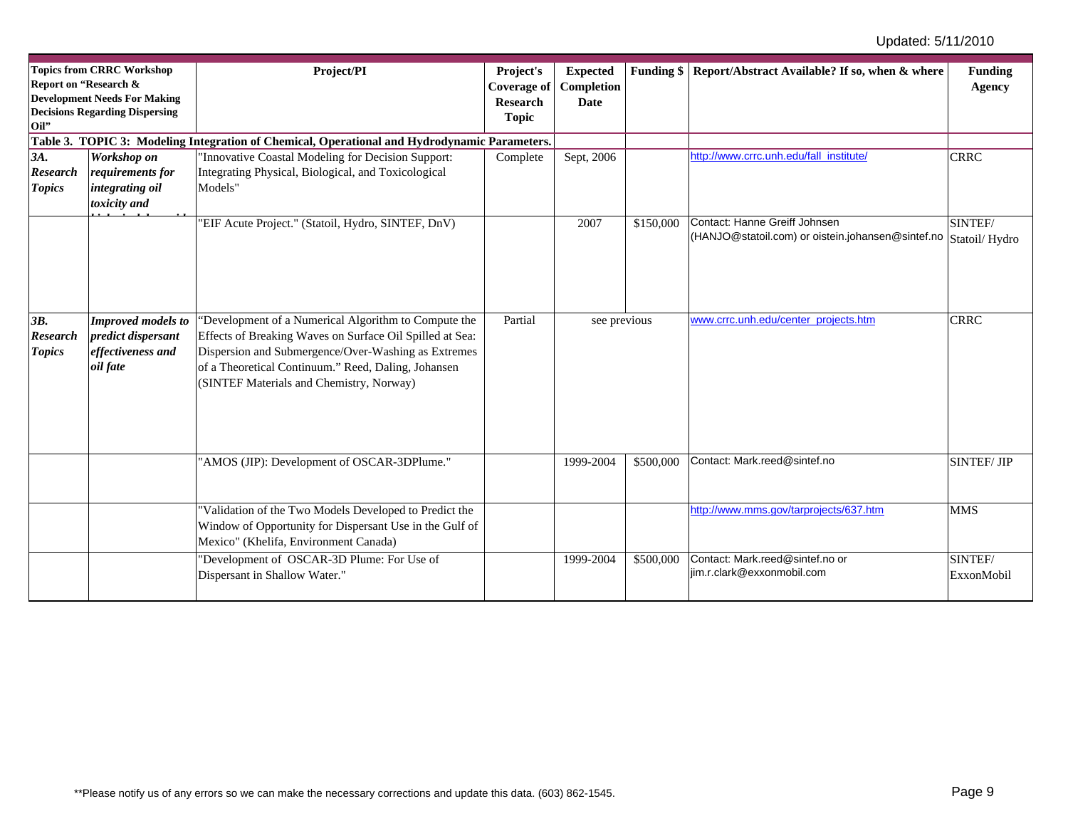| Topics from CRRC Workshop Report on "Research & Development Needs For Making Decisions Regarding Dispersing Oil" | | Project/PI | Project's Coverage of Research Topic | Expected Completion Date | Funding $ | Report/Abstract Available? If so, when & where | Funding Agency |
|---|---|---|---|---|---|---|---|
| **Table 3. TOPIC 3: Modeling Integration of Chemical, Operational and Hydrodynamic Parameters.** | | | | | | | |
| ***3A. Research Topics*** | ***Workshop on requirements for integrating oil toxicity and*** | "Innovative Coastal Modeling for Decision Support: Integrating Physical, Biological, and Toxicological Models" | Complete | Sept, 2006 | | http://www.crrc.unh.edu/fall_institute/ | CRRC |
| | | "EIF Acute Project." (Statoil, Hydro, SINTEF, DnV) | | 2007 | $150,000 | Contact: Hanne Greiff Johnsen (HANJO@statoil.com) or oistein.johansen@sintef.no | SINTEF/ Statoil/ Hydro |
| ***3B. Research Topics*** | ***Improved models to predict dispersant effectiveness and oil fate*** | "Development of a Numerical Algorithm to Compute the Effects of Breaking Waves on Surface Oil Spilled at Sea: Dispersion and Submergence/Over-Washing as Extremes of a Theoretical Continuum." Reed, Daling, Johansen (SINTEF Materials and Chemistry, Norway) | Partial | see previous | | www.crrc.unh.edu/center_projects.htm | CRRC |
| | | "AMOS (JIP): Development of OSCAR-3DPlume." | | 1999-2004 | $500,000 | Contact: Mark.reed@sintef.no | SINTEF/ JIP |
| | | "Validation of the Two Models Developed to Predict the Window of Opportunity for Dispersant Use in the Gulf of Mexico" (Khelifa, Environment Canada) | | | | http://www.mms.gov/tarprojects/637.htm | MMS |
| | | "Development of OSCAR-3D Plume: For Use of Dispersant in Shallow Water." | | 1999-2004 | $500,000 | Contact: Mark.reed@sintef.no or jim.r.clark@exxonmobil.com | SINTEF/ ExxonMobil |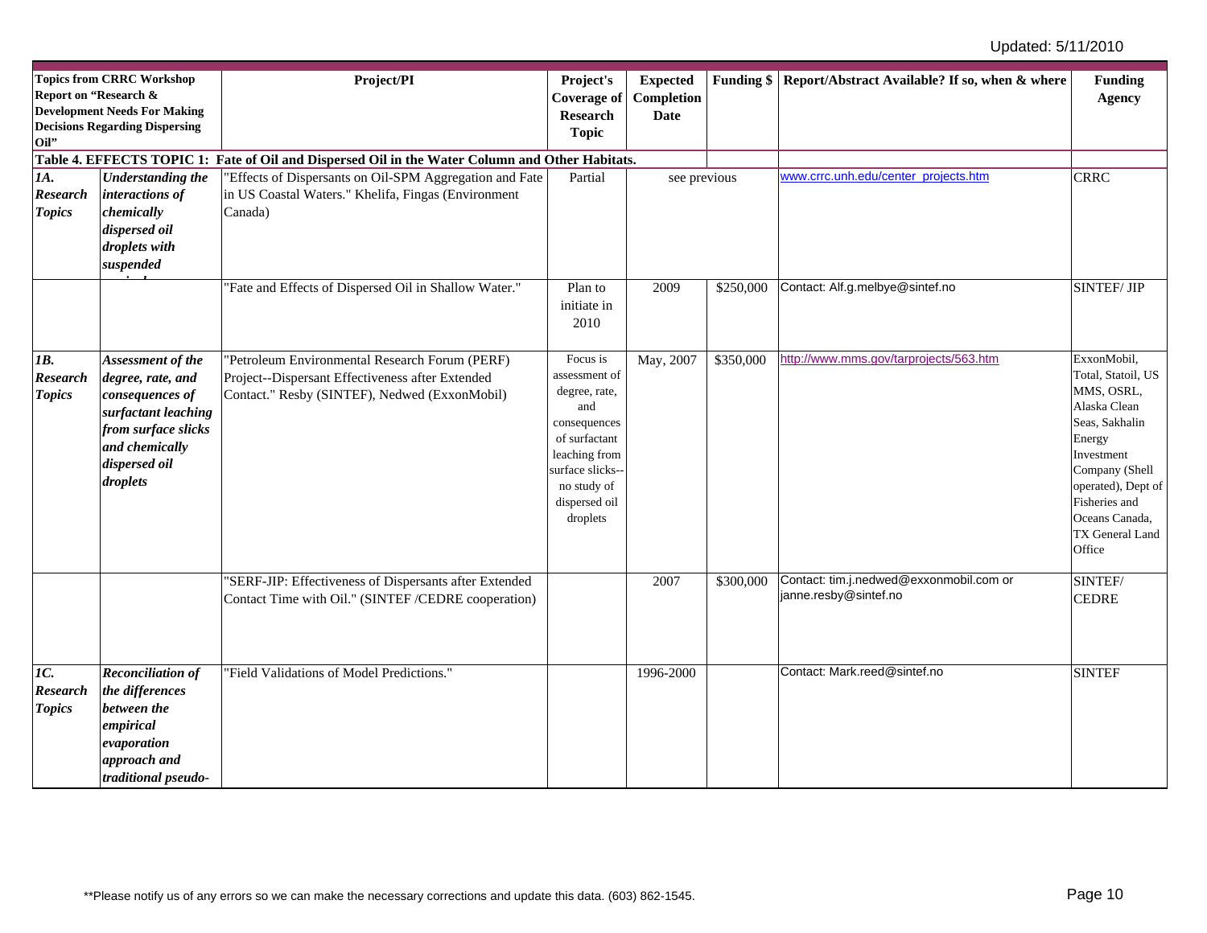Updated: 5/11/2010

| Topics from CRRC Workshop Report on "Research & Development Needs For Making Decisions Regarding Dispersing Oil" | | Project/PI | Project's Coverage of Research Topic | Expected Completion Date | Funding $ | Report/Abstract Available? If so, when & where | Funding Agency |
|---|---|---|---|---|---|---|---|
| **Table 4. EFFECTS TOPIC 1: Fate of Oil and Dispersed Oil in the Water Column and Other Habitats.** | | | | | | | |
| ***1A. Research Topics*** | ***Understanding the interactions of chemically dispersed oil droplets with suspended*** | "Effects of Dispersants on Oil-SPM Aggregation and Fate in US Coastal Waters." Khelifa, Fingas (Environment Canada) | Partial | see previous | | www.crrc.unh.edu/center_projects.htm | CRRC |
| | | "Fate and Effects of Dispersed Oil in Shallow Water." | Plan to initiate in 2010 | 2009 | $250,000 | Contact: Alf.g.melbye@sintef.no | SINTEF/ JIP |
| ***1B. Research Topics*** | ***Assessment of the degree, rate, and consequences of surfactant leaching from surface slicks and chemically dispersed oil droplets*** | "Petroleum Environmental Research Forum (PERF) Project--Dispersant Effectiveness after Extended Contact." Resby (SINTEF), Nedwed (ExxonMobil) | Focus is assessment of degree, rate, and consequences of surfactant leaching from surface slicks--no study of dispersed oil droplets | May, 2007 | $350,000 | http://www.mms.gov/tarprojects/563.htm | ExxonMobil, Total, Statoil, US MMS, OSRL, Alaska Clean Seas, Sakhalin Energy Investment Company (Shell operated), Dept of Fisheries and Oceans Canada, TX General Land Office |
| | | "SERF-JIP: Effectiveness of Dispersants after Extended Contact Time with Oil." (SINTEF /CEDRE cooperation) | | 2007 | $300,000 | Contact: tim.j.nedwed@exxonmobil.com or janne.resby@sintef.no | SINTEF/ CEDRE |
| ***1C. Research Topics*** | ***Reconciliation of the differences between the empirical evaporation approach and traditional pseudo-*** | "Field Validations of Model Predictions." | | 1996-2000 | | Contact: Mark.reed@sintef.no | SINTEF |

**Please notify us of any errors so we can make the necessary corrections and update this data. (603) 862-1545.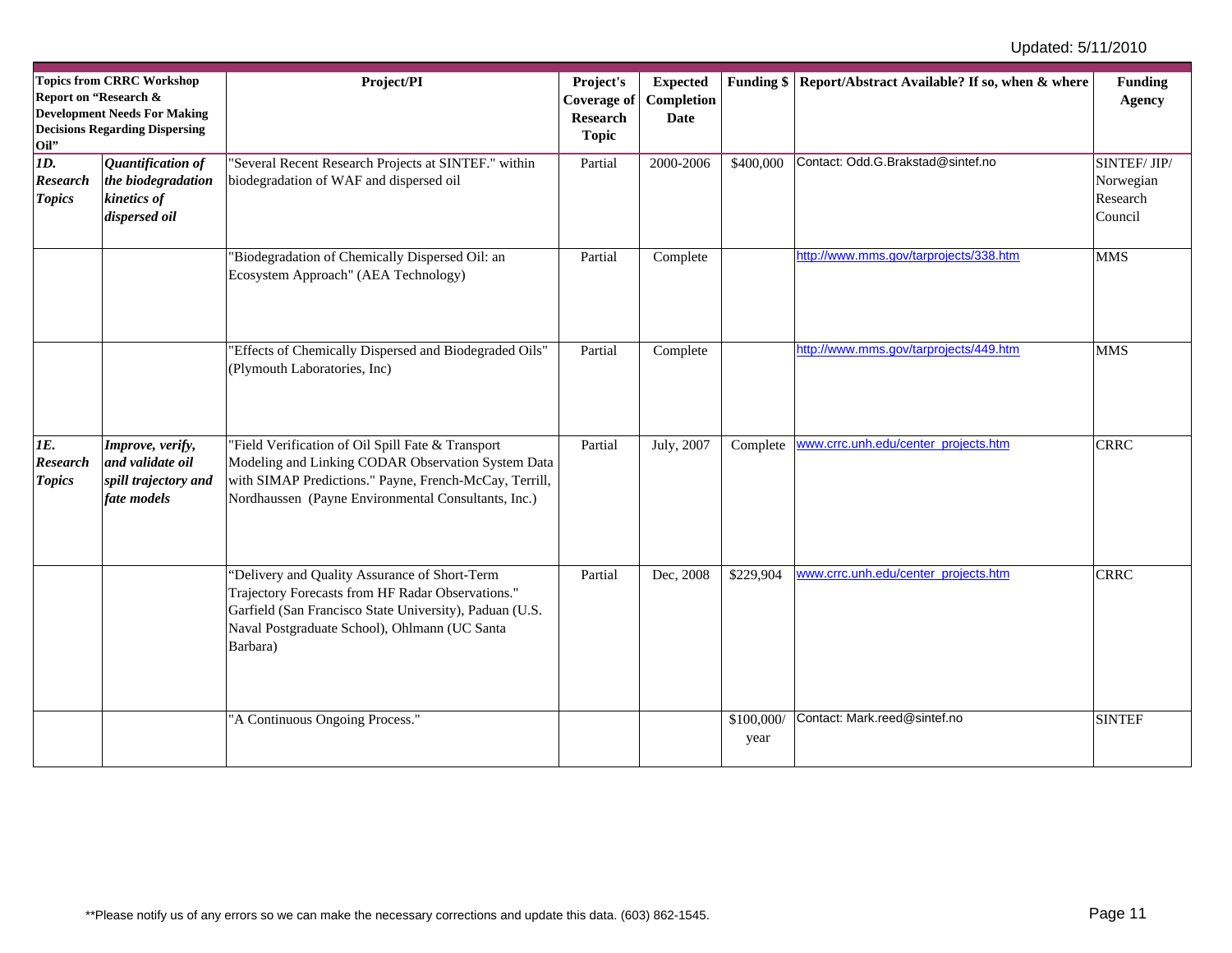Updated: 5/11/2010

| Topics from CRRC Workshop Report on "Research & Development Needs For Making Decisions Regarding Dispersing Oil" | | Project/PI | Project's Coverage of Research Topic | Expected Completion Date | Funding $ | Report/Abstract Available? If so, when & where | Funding Agency |
|---|---|---|---|---|---|---|---|
| ***1D. Research Topics*** | ***Quantification of the biodegradation kinetics of dispersed oil*** | "Several Recent Research Projects at SINTEF." within biodegradation of WAF and dispersed oil | Partial | 2000-2006 | $400,000 | Contact: Odd.G.Brakstad@sintef.no | SINTEF/ JIP/ Norwegian Research Council |
| | | "Biodegradation of Chemically Dispersed Oil: an Ecosystem Approach" (AEA Technology) | Partial | Complete | | http://www.mms.gov/tarprojects/338.htm | MMS |
| | | "Effects of Chemically Dispersed and Biodegraded Oils" (Plymouth Laboratories, Inc) | Partial | Complete | | http://www.mms.gov/tarprojects/449.htm | MMS |
| ***1E. Research Topics*** | ***Improve, verify, and validate oil spill trajectory and fate models*** | "Field Verification of Oil Spill Fate & Transport Modeling and Linking CODAR Observation System Data with SIMAP Predictions." Payne, French-McCay, Terrill, Nordhaussen (Payne Environmental Consultants, Inc.) | Partial | July, 2007 | Complete | www.crrc.unh.edu/center_projects.htm | CRRC |
| | | "Delivery and Quality Assurance of Short-Term Trajectory Forecasts from HF Radar Observations." Garfield (San Francisco State University), Paduan (U.S. Naval Postgraduate School), Ohlmann (UC Santa Barbara) | Partial | Dec, 2008 | $229,904 | www.crrc.unh.edu/center_projects.htm | CRRC |
| | | "A Continuous Ongoing Process." | | | $100,000/ year | Contact: Mark.reed@sintef.no | SINTEF |

**Please notify us of any errors so we can make the necessary corrections and update this data. (603) 862-1545.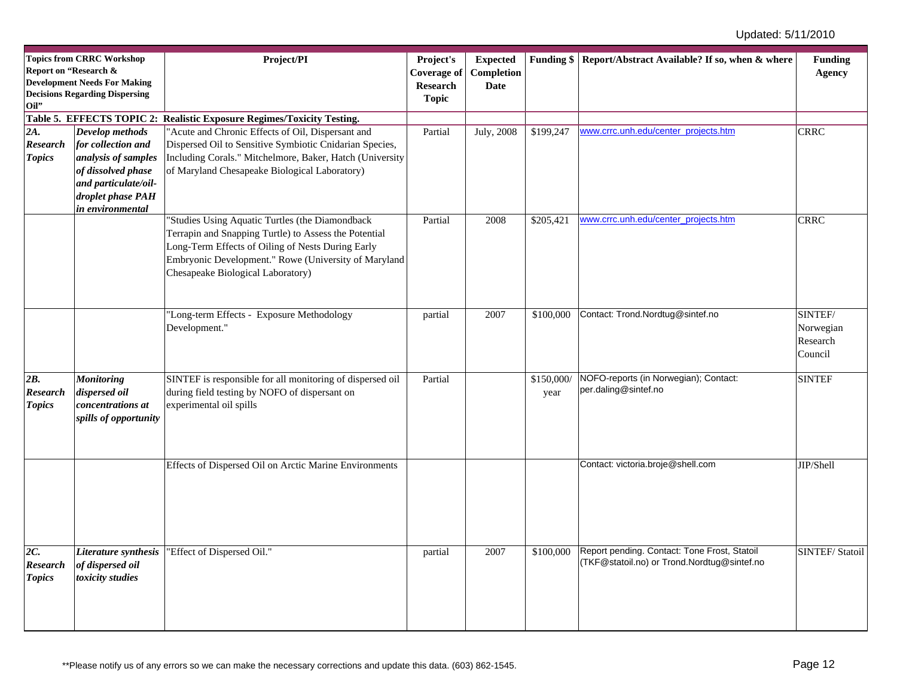| Topics from CRRC Workshop Report on "Research & Development Needs For Making Decisions Regarding Dispersing Oil" | | Project/PI | Project's Coverage of Research Topic | Expected Completion Date | Funding $ | Report/Abstract Available? If so, when & where | Funding Agency |
|---|---|---|---|---|---|---|---|
| **Table 5. EFFECTS TOPIC 2: Realistic Exposure Regimes/Toxicity Testing.** | | | | | | | |
| ***2A. Research Topics*** | ***Develop methods for collection and analysis of samples of dissolved phase and particulate/oil-droplet phase PAH in environmental*** | "Acute and Chronic Effects of Oil, Dispersant and Dispersed Oil to Sensitive Symbiotic Cnidarian Species, Including Corals." Mitchelmore, Baker, Hatch (University of Maryland Chesapeake Biological Laboratory) | Partial | July, 2008 | $199,247 | www.crrc.unh.edu/center_projects.htm | CRRC |
| | | "Studies Using Aquatic Turtles (the Diamondback Terrapin and Snapping Turtle) to Assess the Potential Long-Term Effects of Oiling of Nests During Early Embryonic Development." Rowe (University of Maryland Chesapeake Biological Laboratory) | Partial | 2008 | $205,421 | www.crrc.unh.edu/center_projects.htm | CRRC |
| | | "Long-term Effects - Exposure Methodology Development." | partial | 2007 | $100,000 | Contact: Trond.Nordtug@sintef.no | SINTEF/ Norwegian Research Council |
| ***2B. Research Topics*** | ***Monitoring dispersed oil concentrations at spills of opportunity*** | SINTEF is responsible for all monitoring of dispersed oil during field testing by NOFO of dispersant on experimental oil spills | Partial | | $150,000/ year | NOFO-reports (in Norwegian); Contact: per.daling@sintef.no | SINTEF |
| | | Effects of Dispersed Oil on Arctic Marine Environments | | | | Contact: victoria.broje@shell.com | JIP/Shell |
| ***2C. Research Topics*** | ***Literature synthesis of dispersed oil toxicity studies*** | "Effect of Dispersed Oil." | partial | 2007 | $100,000 | Report pending. Contact: Tone Frost, Statoil (TKF@statoil.no) or Trond.Nordtug@sintef.no | SINTEF/ Statoil |

**Please notify us of any errors so we can make the necessary corrections and update this data. (603) 862-1545.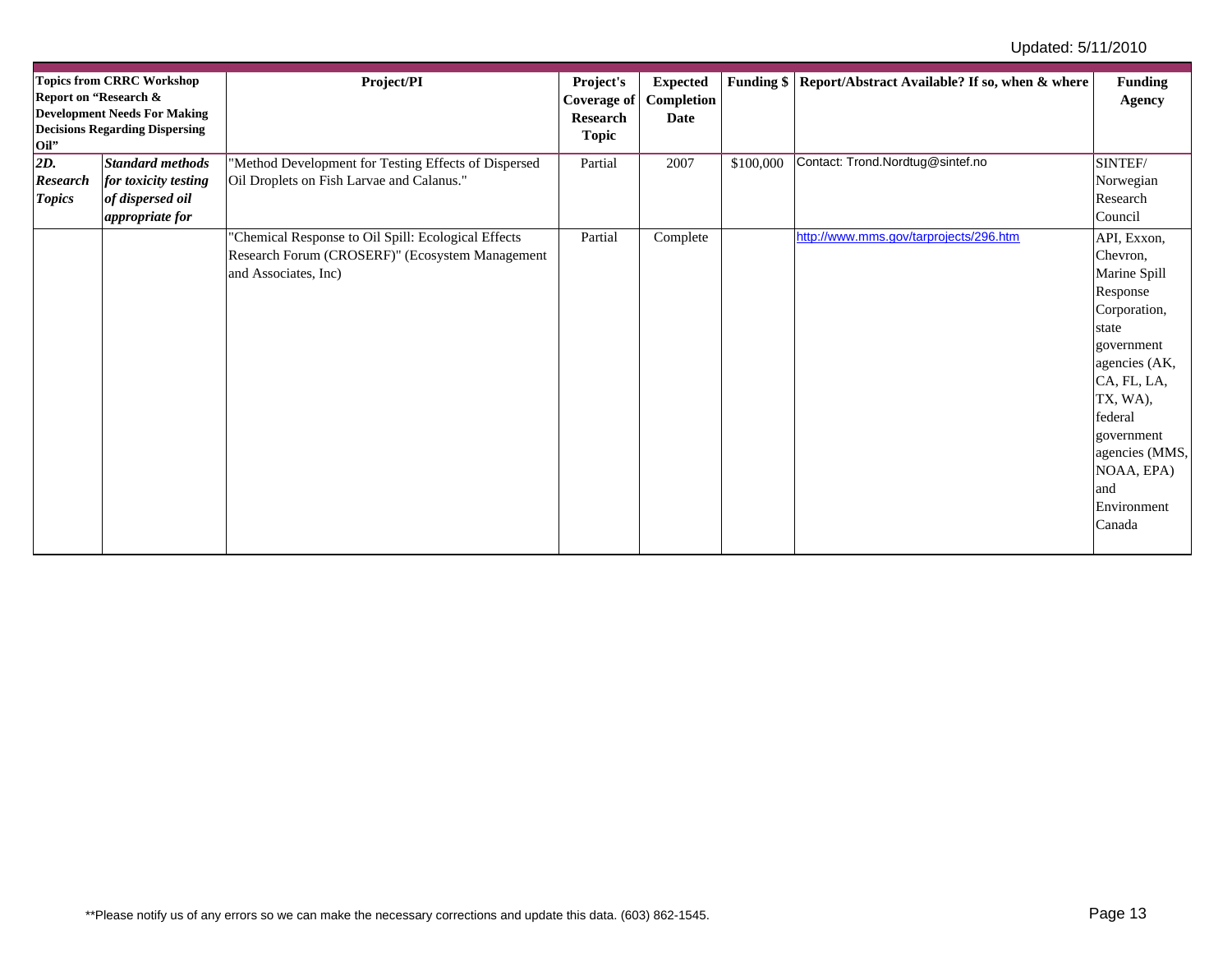| Topics from CRRC Workshop Report on "Research & Development Needs For Making Decisions Regarding Dispersing Oil" | | Project/PI | Project's Coverage of Research Topic | Expected Completion Date | Funding $ | Report/Abstract Available? If so, when & where | Funding Agency |
|---|---|---|---|---|---|---|---|
| ***2D. Research Topics*** | ***Standard methods for toxicity testing of dispersed oil appropriate for*** | "Method Development for Testing Effects of Dispersed Oil Droplets on Fish Larvae and Calanus." | Partial | 2007 | $100,000 | Contact: Trond.Nordtug@sintef.no | SINTEF/ Norwegian Research Council |
| | | "Chemical Response to Oil Spill: Ecological Effects Research Forum (CROSERF)" (Ecosystem Management and Associates, Inc) | Partial | Complete | | http://www.mms.gov/tarprojects/296.htm | API, Exxon, Chevron, Marine Spill Response Corporation, state government agencies (AK, CA, FL, LA, TX, WA), federal government agencies (MMS, NOAA, EPA) and Environment Canada |

**Please notify us of any errors so we can make the necessary corrections and update this data. (603) 862-1545.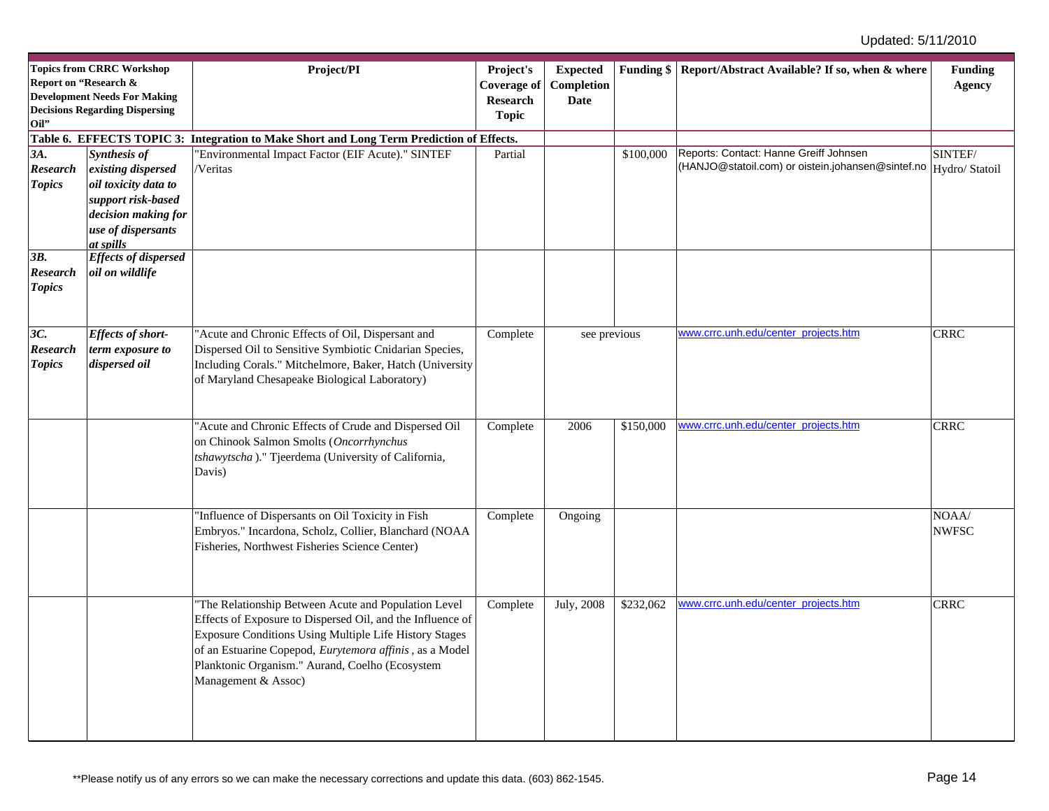Updated: 5/11/2010

| Topics from CRRC Workshop Report on "Research & Development Needs For Making Decisions Regarding Dispersing Oil" | | Project/PI | Project's Coverage of Research Topic | Expected Completion Date | Funding $ | Report/Abstract Available? If so, when & where | Funding Agency |
|---|---|---|---|---|---|---|---|
| **Table 6. EFFECTS TOPIC 3: Integration to Make Short and Long Term Prediction of Effects.** | | | | | | | |
| ***3A. Research Topics*** | ***Synthesis of existing dispersed oil toxicity data to support risk-based decision making for use of dispersants at spills*** | "Environmental Impact Factor (EIF Acute)." SINTEF /Veritas | Partial | | $100,000 | Reports: Contact: Hanne Greiff Johnsen (HANJO@statoil.com) or oistein.johansen@sintef.no | SINTEF/ Hydro/ Statoil |
| ***3B. Research Topics*** | ***Effects of dispersed oil on wildlife*** | | | | | | |
| ***3C. Research Topics*** | ***Effects of short-term exposure to dispersed oil*** | "Acute and Chronic Effects of Oil, Dispersant and Dispersed Oil to Sensitive Symbiotic Cnidarian Species, Including Corals." Mitchelmore, Baker, Hatch (University of Maryland Chesapeake Biological Laboratory) | Complete | see previous | | www.crrc.unh.edu/center_projects.htm | CRRC |
| | | "Acute and Chronic Effects of Crude and Dispersed Oil on Chinook Salmon Smolts (*Oncorrhynchus tshawytscha* )." Tjeerdema (University of California, Davis) | Complete | 2006 | $150,000 | www.crrc.unh.edu/center_projects.htm | CRRC |
| | | "Influence of Dispersants on Oil Toxicity in Fish Embryos." Incardona, Scholz, Collier, Blanchard (NOAA Fisheries, Northwest Fisheries Science Center) | Complete | Ongoing | | | NOAA/ NWFSC |
| | | "The Relationship Between Acute and Population Level Effects of Exposure to Dispersed Oil, and the Influence of Exposure Conditions Using Multiple Life History Stages of an Estuarine Copepod, *Eurytemora affinis* , as a Model Planktonic Organism." Aurand, Coelho (Ecosystem Management & Assoc) | Complete | July, 2008 | $232,062 | www.crrc.unh.edu/center_projects.htm | CRRC |

**Please notify us of any errors so we can make the necessary corrections and update this data. (603) 862-1545.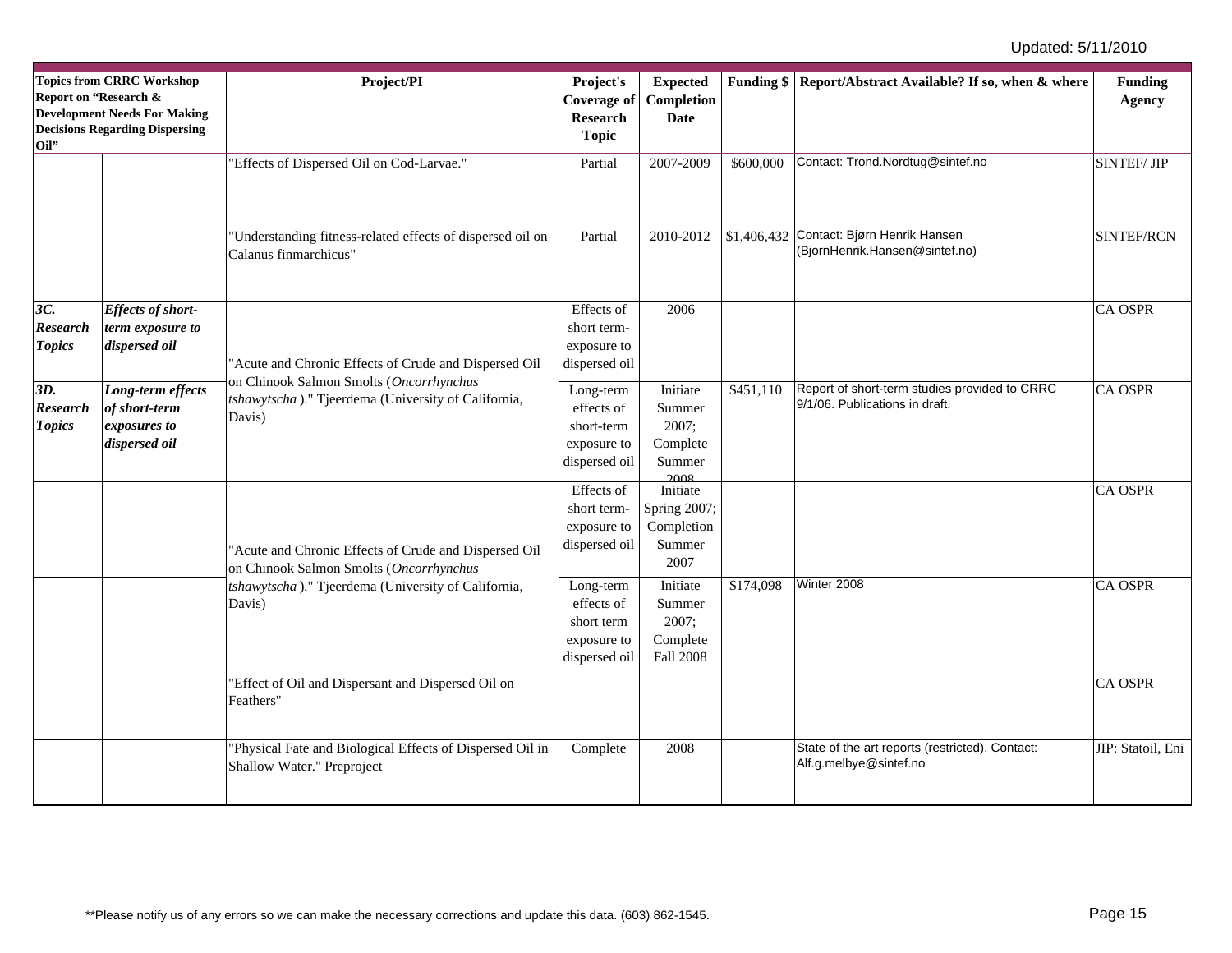Updated: 5/11/2010

| Topics from CRRC Workshop Report on "Research & Development Needs For Making Decisions Regarding Dispersing Oil" | | Project/PI | Project's Coverage of Research Topic | Expected Completion Date | Funding $ | Report/Abstract Available? If so, when & where | Funding Agency |
|---|---|---|---|---|---|---|---|
| | | "Effects of Dispersed Oil on Cod-Larvae." | Partial | 2007-2009 | $600,000 | Contact: Trond.Nordtug@sintef.no | SINTEF/ JIP |
| | | "Understanding fitness-related effects of dispersed oil on Calanus finmarchicus" | Partial | 2010-2012 | $1,406,432 | Contact: Bjørn Henrik Hansen (BjornHenrik.Hansen@sintef.no) | SINTEF/RCN |
| ***3C. Research Topics*** | ***Effects of short-term exposure to dispersed oil*** | "Acute and Chronic Effects of Crude and Dispersed Oil on Chinook Salmon Smolts (*Oncorrhynchus tshawytscha* )." Tjeerdema (University of California, Davis) | Effects of short term-exposure to dispersed oil | 2006 | | | CA OSPR |
| ***3D. Research Topics*** | ***Long-term effects of short-term exposures to dispersed oil*** | | Long-term effects of short-term exposure to dispersed oil | Initiate Summer 2007; Complete Summer 2008 | $451,110 | Report of short-term studies provided to CRRC 9/1/06. Publications in draft. | CA OSPR |
| | | "Acute and Chronic Effects of Crude and Dispersed Oil on Chinook Salmon Smolts (*Oncorrhynchus tshawytscha* )." Tjeerdema (University of California, Davis) | Effects of short term-exposure to dispersed oil | Initiate Spring 2007; Completion Summer 2007 | | | CA OSPR |
| | | | Long-term effects of short term exposure to dispersed oil | Initiate Summer 2007; Complete Fall 2008 | $174,098 | Winter 2008 | CA OSPR |
| | | "Effect of Oil and Dispersant and Dispersed Oil on Feathers" | | | | | CA OSPR |
| | | "Physical Fate and Biological Effects of Dispersed Oil in Shallow Water." Preproject | Complete | 2008 | | State of the art reports (restricted). Contact: Alf.g.melbye@sintef.no | JIP: Statoil, Eni |

**Please notify us of any errors so we can make the necessary corrections and update this data. (603) 862-1545.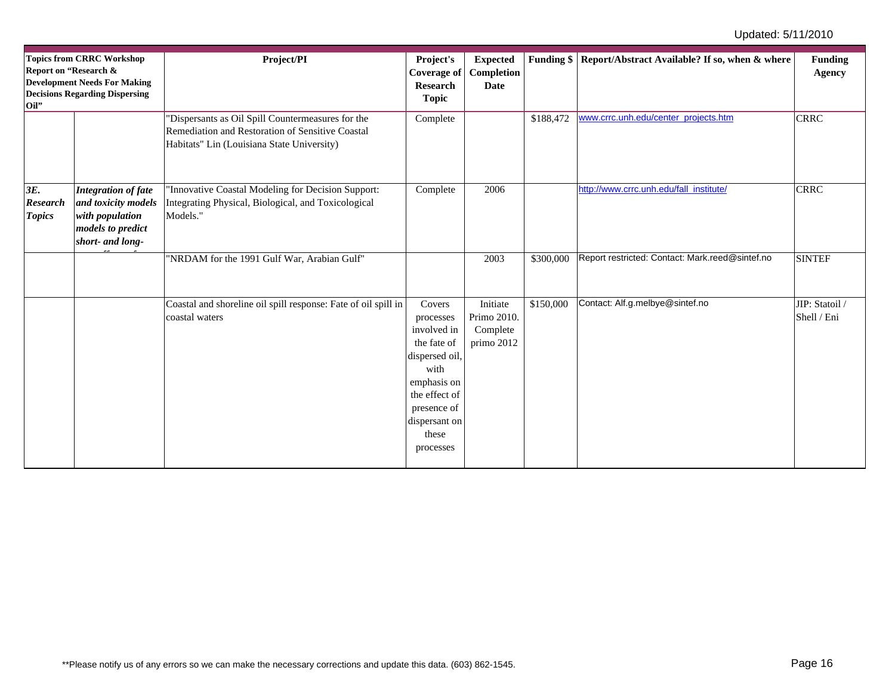| Topics from CRRC Workshop Report on "Research & Development Needs For Making Decisions Regarding Dispersing Oil" | | Project/PI | Project's Coverage of Research Topic | Expected Completion Date | Funding $ | Report/Abstract Available? If so, when & where | Funding Agency |
|---|---|---|---|---|---|---|---|
| | | "Dispersants as Oil Spill Countermeasures for the Remediation and Restoration of Sensitive Coastal Habitats" Lin (Louisiana State University) | Complete | | $188,472 | www.crrc.unh.edu/center_projects.htm | CRRC |
| ***3E. Research Topics*** | ***Integration of fate and toxicity models with population models to predict short- and long-*** | "Innovative Coastal Modeling for Decision Support: Integrating Physical, Biological, and Toxicological Models." | Complete | 2006 | | http://www.crrc.unh.edu/fall_institute/ | CRRC |
| | | "NRDAM for the 1991 Gulf War, Arabian Gulf" | | 2003 | $300,000 | Report restricted: Contact: Mark.reed@sintef.no | SINTEF |
| | | Coastal and shoreline oil spill response: Fate of oil spill in coastal waters | Covers processes involved in the fate of dispersed oil, with emphasis on the effect of presence of dispersant on these processes | Initiate Primo 2010. Complete primo 2012 | $150,000 | Contact: Alf.g.melbye@sintef.no | JIP: Statoil / Shell / Eni |

**Please notify us of any errors so we can make the necessary corrections and update this data. (603) 862-1545.